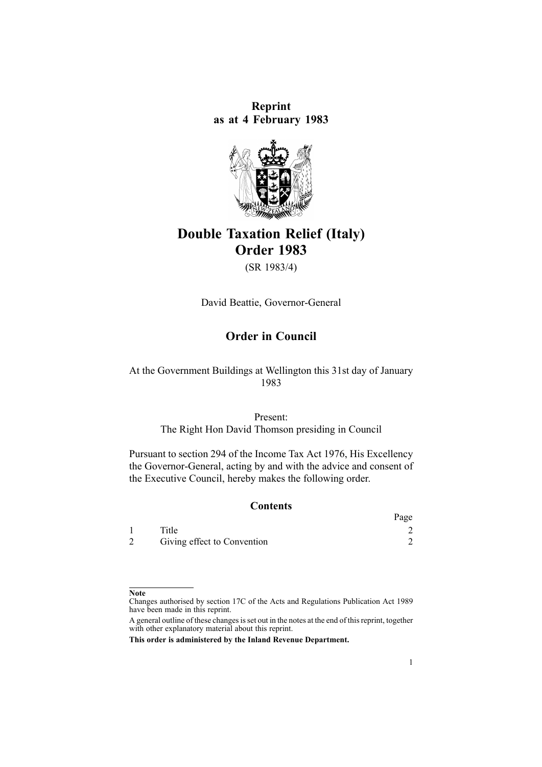**Reprint as at 4 February 1983**

# Double Taxation Relief (Italy) Order 1983

(SR 1983/4)

David Beattie, Governor-General

## Order in Council

At the Government Buildings at Wellington this 31st day of January 1983

Present:
The Right Hon David Thomson presiding in Council

Pursuant to section 294 of the Income Tax Act 1976, His Excellency the Governor-General, acting by and with the advice and consent of the Executive Council, hereby makes the following order.

### Contents

| | | Page |
|---|---|---|
| 1 | Title | 2 |
| 2 | Giving effect to Convention | 2 |

**Note**

Changes authorised by section 17C of the Acts and Regulations Publication Act 1989 have been made in this reprint.

A general outline of these changes is set out in the notes at the end of this reprint, together with other explanatory material about this reprint.

**This order is administered by the Inland Revenue Department.**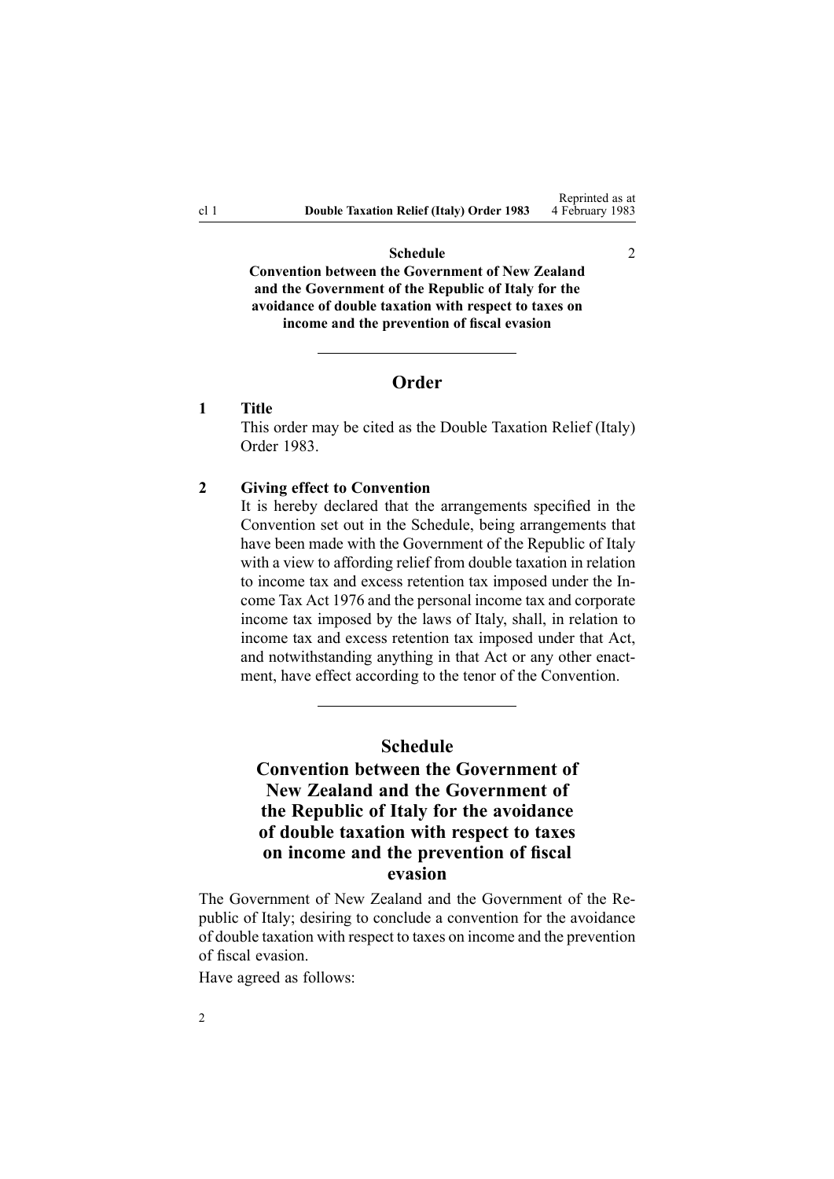**Schedule** 2

**Convention between the Government of New Zealand and the Government of the Republic of Italy for the avoidance of double taxation with respect to taxes on income and the prevention of fiscal evasion**

---

## Order

**1 Title**

This order may be cited as the Double Taxation Relief (Italy) Order 1983.

**2 Giving effect to Convention**

It is hereby declared that the arrangements specified in the Convention set out in the Schedule, being arrangements that have been made with the Government of the Republic of Italy with a view to affording relief from double taxation in relation to income tax and excess retention tax imposed under the Income Tax Act 1976 and the personal income tax and corporate income tax imposed by the laws of Italy, shall, in relation to income tax and excess retention tax imposed under that Act, and notwithstanding anything in that Act or any other enactment, have effect according to the tenor of the Convention.

---

## Schedule

## Convention between the Government of New Zealand and the Government of the Republic of Italy for the avoidance of double taxation with respect to taxes on income and the prevention of fiscal evasion

The Government of New Zealand and the Government of the Republic of Italy; desiring to conclude a convention for the avoidance of double taxation with respect to taxes on income and the prevention of fiscal evasion.

Have agreed as follows: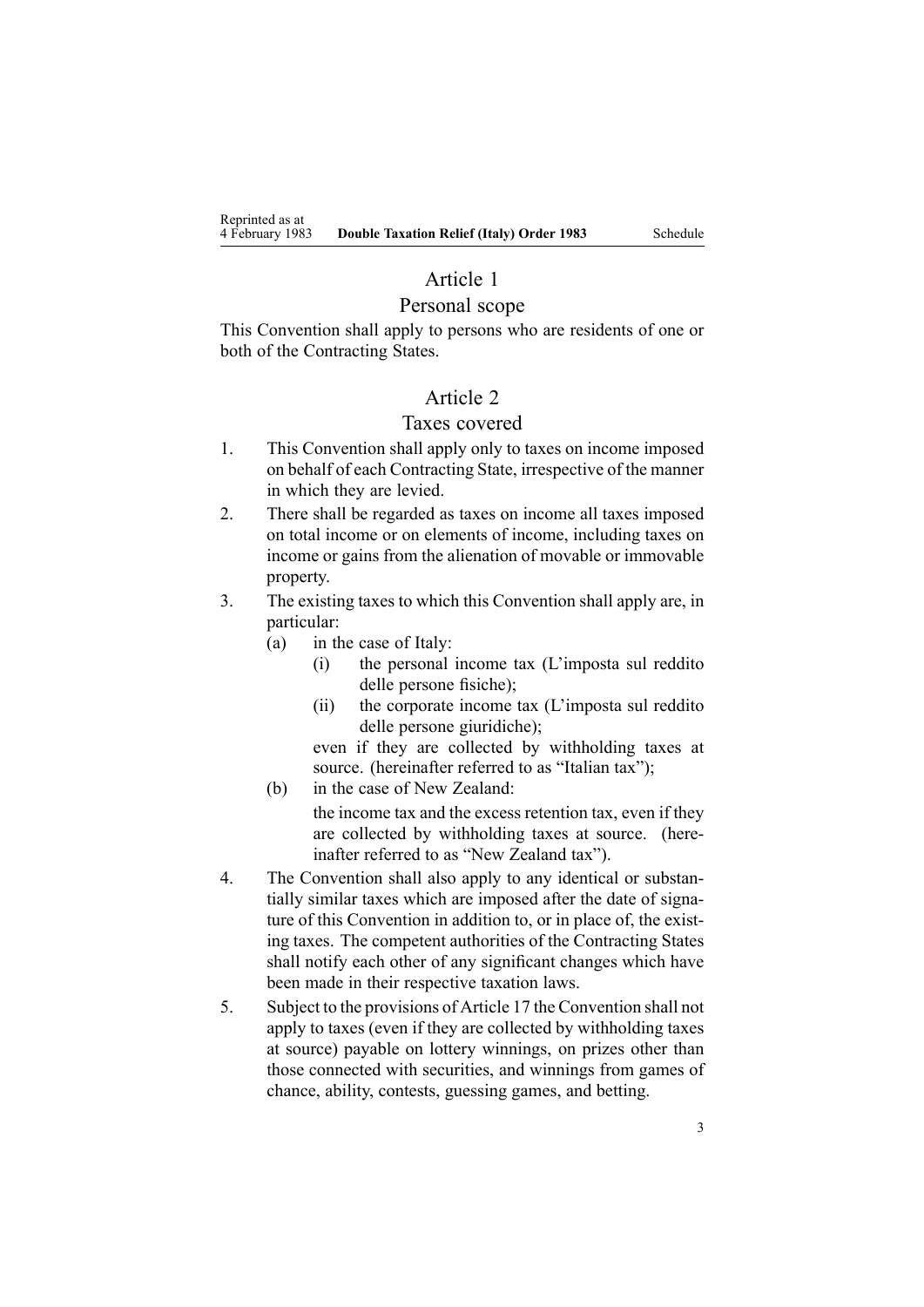## Article 1

### Personal scope

This Convention shall apply to persons who are residents of one or both of the Contracting States.

## Article 2

### Taxes covered

1. This Convention shall apply only to taxes on income imposed on behalf of each Contracting State, irrespective of the manner in which they are levied.
2. There shall be regarded as taxes on income all taxes imposed on total income or on elements of income, including taxes on income or gains from the alienation of movable or immovable property.
3. The existing taxes to which this Convention shall apply are, in particular:
   - (a) in the case of Italy:
     - (i) the personal income tax (L'imposta sul reddito delle persone fisiche);
     - (ii) the corporate income tax (L'imposta sul reddito delle persone giuridiche);

     even if they are collected by withholding taxes at source. (hereinafter referred to as "Italian tax");
   - (b) in the case of New Zealand:

     the income tax and the excess retention tax, even if they are collected by withholding taxes at source. (hereinafter referred to as "New Zealand tax").
4. The Convention shall also apply to any identical or substantially similar taxes which are imposed after the date of signature of this Convention in addition to, or in place of, the existing taxes. The competent authorities of the Contracting States shall notify each other of any significant changes which have been made in their respective taxation laws.
5. Subject to the provisions of Article 17 the Convention shall not apply to taxes (even if they are collected by withholding taxes at source) payable on lottery winnings, on prizes other than those connected with securities, and winnings from games of chance, ability, contests, guessing games, and betting.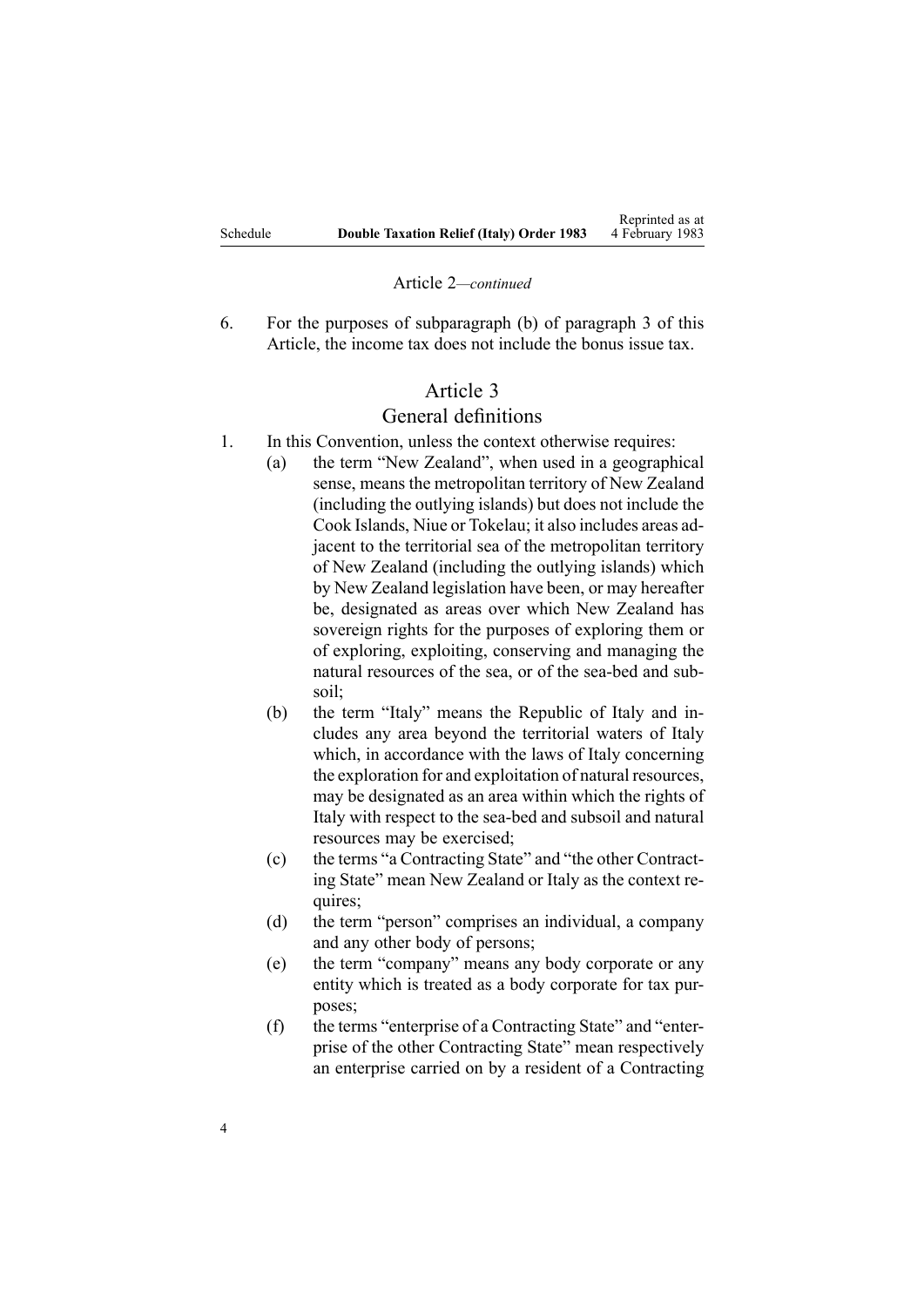Article 2—*continued*

6. For the purposes of subparagraph (b) of paragraph 3 of this Article, the income tax does not include the bonus issue tax.

## Article 3
## General definitions

1. In this Convention, unless the context otherwise requires:
   - (a) the term "New Zealand", when used in a geographical sense, means the metropolitan territory of New Zealand (including the outlying islands) but does not include the Cook Islands, Niue or Tokelau; it also includes areas adjacent to the territorial sea of the metropolitan territory of New Zealand (including the outlying islands) which by New Zealand legislation have been, or may hereafter be, designated as areas over which New Zealand has sovereign rights for the purposes of exploring them or of exploring, exploiting, conserving and managing the natural resources of the sea, or of the sea-bed and subsoil;
   - (b) the term "Italy" means the Republic of Italy and includes any area beyond the territorial waters of Italy which, in accordance with the laws of Italy concerning the exploration for and exploitation of natural resources, may be designated as an area within which the rights of Italy with respect to the sea-bed and subsoil and natural resources may be exercised;
   - (c) the terms "a Contracting State" and "the other Contracting State" mean New Zealand or Italy as the context requires;
   - (d) the term "person" comprises an individual, a company and any other body of persons;
   - (e) the term "company" means any body corporate or any entity which is treated as a body corporate for tax purposes;
   - (f) the terms "enterprise of a Contracting State" and "enterprise of the other Contracting State" mean respectively an enterprise carried on by a resident of a Contracting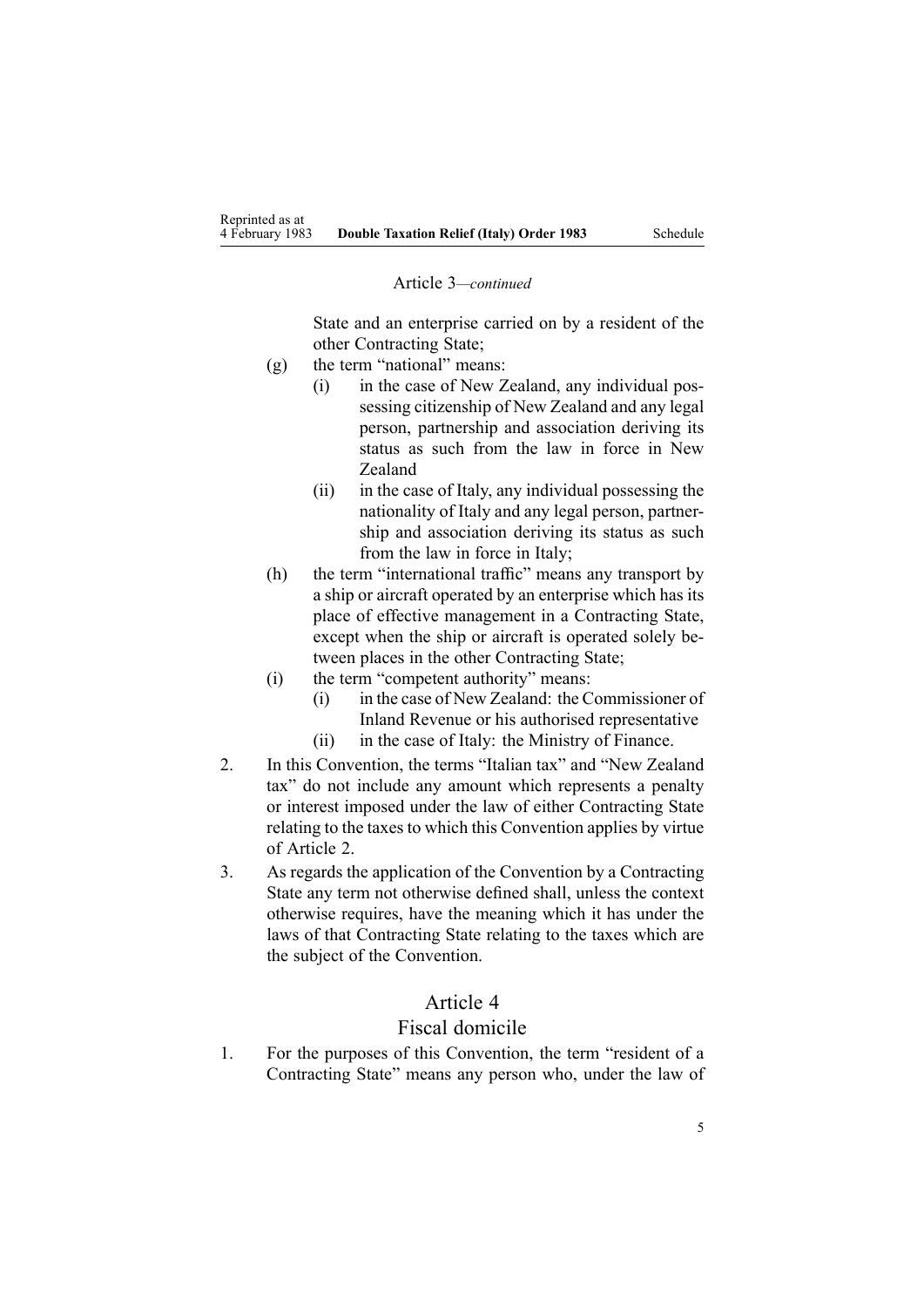Article 3—*continued*

State and an enterprise carried on by a resident of the other Contracting State;

(g) the term "national" means:

  (i) in the case of New Zealand, any individual possessing citizenship of New Zealand and any legal person, partnership and association deriving its status as such from the law in force in New Zealand

  (ii) in the case of Italy, any individual possessing the nationality of Italy and any legal person, partnership and association deriving its status as such from the law in force in Italy;

(h) the term "international traffic" means any transport by a ship or aircraft operated by an enterprise which has its place of effective management in a Contracting State, except when the ship or aircraft is operated solely between places in the other Contracting State;

(i) the term "competent authority" means:

  (i) in the case of New Zealand: the Commissioner of Inland Revenue or his authorised representative

  (ii) in the case of Italy: the Ministry of Finance.

2. In this Convention, the terms "Italian tax" and "New Zealand tax" do not include any amount which represents a penalty or interest imposed under the law of either Contracting State relating to the taxes to which this Convention applies by virtue of Article 2.

3. As regards the application of the Convention by a Contracting State any term not otherwise defined shall, unless the context otherwise requires, have the meaning which it has under the laws of that Contracting State relating to the taxes which are the subject of the Convention.

## Article 4
## Fiscal domicile

1. For the purposes of this Convention, the term "resident of a Contracting State" means any person who, under the law of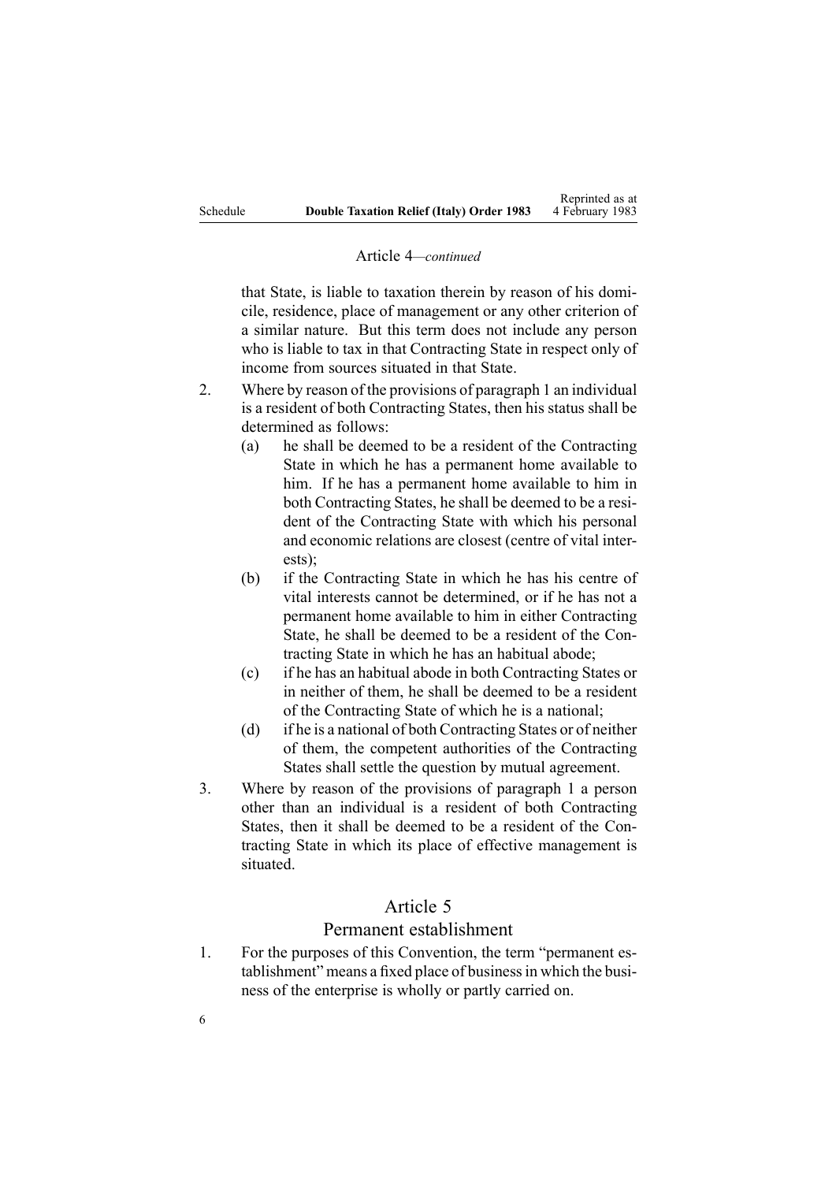Article 4—*continued*

that State, is liable to taxation therein by reason of his domicile, residence, place of management or any other criterion of a similar nature. But this term does not include any person who is liable to tax in that Contracting State in respect only of income from sources situated in that State.

2. Where by reason of the provisions of paragraph 1 an individual is a resident of both Contracting States, then his status shall be determined as follows:
   (a) he shall be deemed to be a resident of the Contracting State in which he has a permanent home available to him. If he has a permanent home available to him in both Contracting States, he shall be deemed to be a resident of the Contracting State with which his personal and economic relations are closest (centre of vital interests);
   (b) if the Contracting State in which he has his centre of vital interests cannot be determined, or if he has not a permanent home available to him in either Contracting State, he shall be deemed to be a resident of the Contracting State in which he has an habitual abode;
   (c) if he has an habitual abode in both Contracting States or in neither of them, he shall be deemed to be a resident of the Contracting State of which he is a national;
   (d) if he is a national of both Contracting States or of neither of them, the competent authorities of the Contracting States shall settle the question by mutual agreement.

3. Where by reason of the provisions of paragraph 1 a person other than an individual is a resident of both Contracting States, then it shall be deemed to be a resident of the Contracting State in which its place of effective management is situated.

## Article 5
## Permanent establishment

1. For the purposes of this Convention, the term "permanent establishment" means a fixed place of business in which the business of the enterprise is wholly or partly carried on.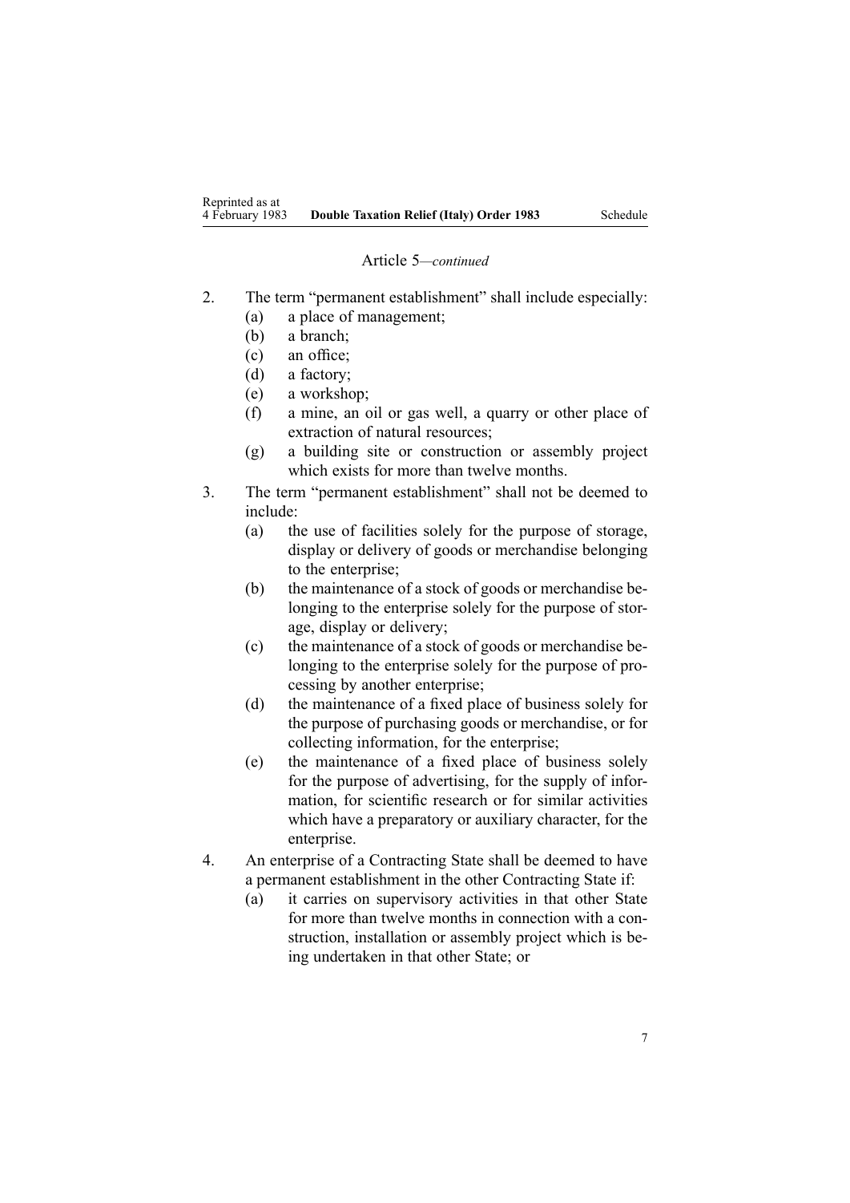Article 5—*continued*

2. The term "permanent establishment" shall include especially:
   - (a) a place of management;
   - (b) a branch;
   - (c) an office;
   - (d) a factory;
   - (e) a workshop;
   - (f) a mine, an oil or gas well, a quarry or other place of extraction of natural resources;
   - (g) a building site or construction or assembly project which exists for more than twelve months.
3. The term "permanent establishment" shall not be deemed to include:
   - (a) the use of facilities solely for the purpose of storage, display or delivery of goods or merchandise belonging to the enterprise;
   - (b) the maintenance of a stock of goods or merchandise belonging to the enterprise solely for the purpose of storage, display or delivery;
   - (c) the maintenance of a stock of goods or merchandise belonging to the enterprise solely for the purpose of processing by another enterprise;
   - (d) the maintenance of a fixed place of business solely for the purpose of purchasing goods or merchandise, or for collecting information, for the enterprise;
   - (e) the maintenance of a fixed place of business solely for the purpose of advertising, for the supply of information, for scientific research or for similar activities which have a preparatory or auxiliary character, for the enterprise.
4. An enterprise of a Contracting State shall be deemed to have a permanent establishment in the other Contracting State if:
   - (a) it carries on supervisory activities in that other State for more than twelve months in connection with a construction, installation or assembly project which is being undertaken in that other State; or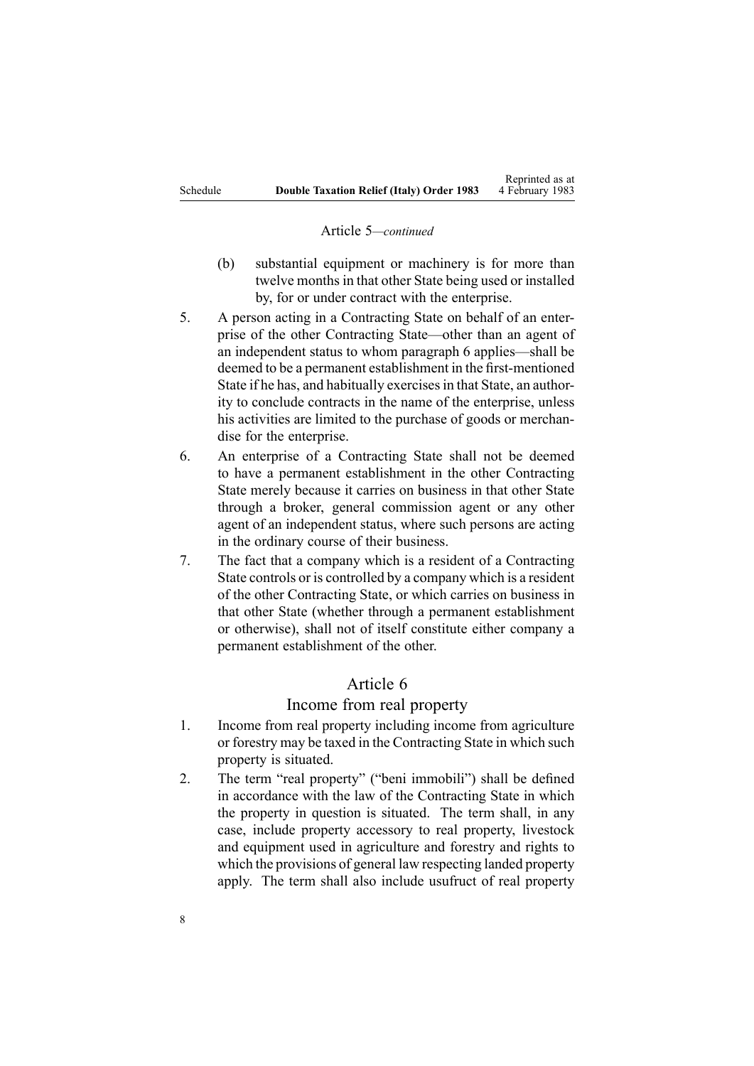Article 5—*continued*

(b) substantial equipment or machinery is for more than twelve months in that other State being used or installed by, for or under contract with the enterprise.

5. A person acting in a Contracting State on behalf of an enterprise of the other Contracting State—other than an agent of an independent status to whom paragraph 6 applies—shall be deemed to be a permanent establishment in the first-mentioned State if he has, and habitually exercises in that State, an authority to conclude contracts in the name of the enterprise, unless his activities are limited to the purchase of goods or merchandise for the enterprise.

6. An enterprise of a Contracting State shall not be deemed to have a permanent establishment in the other Contracting State merely because it carries on business in that other State through a broker, general commission agent or any other agent of an independent status, where such persons are acting in the ordinary course of their business.

7. The fact that a company which is a resident of a Contracting State controls or is controlled by a company which is a resident of the other Contracting State, or which carries on business in that other State (whether through a permanent establishment or otherwise), shall not of itself constitute either company a permanent establishment of the other.

## Article 6

## Income from real property

1. Income from real property including income from agriculture or forestry may be taxed in the Contracting State in which such property is situated.

2. The term "real property" ("beni immobili") shall be defined in accordance with the law of the Contracting State in which the property in question is situated. The term shall, in any case, include property accessory to real property, livestock and equipment used in agriculture and forestry and rights to which the provisions of general law respecting landed property apply. The term shall also include usufruct of real property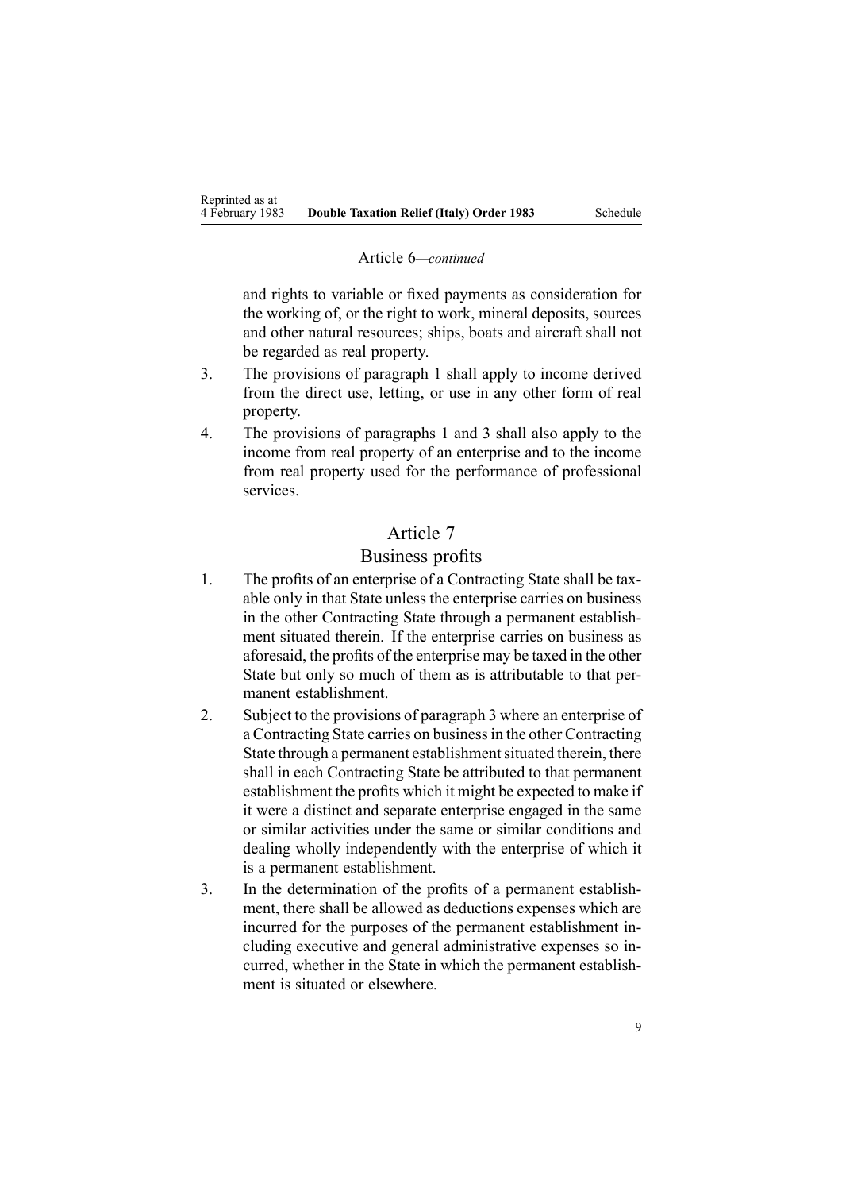Article 6—*continued*

and rights to variable or fixed payments as consideration for the working of, or the right to work, mineral deposits, sources and other natural resources; ships, boats and aircraft shall not be regarded as real property.

3. The provisions of paragraph 1 shall apply to income derived from the direct use, letting, or use in any other form of real property.

4. The provisions of paragraphs 1 and 3 shall also apply to the income from real property of an enterprise and to the income from real property used for the performance of professional services.

## Article 7

## Business profits

1. The profits of an enterprise of a Contracting State shall be taxable only in that State unless the enterprise carries on business in the other Contracting State through a permanent establishment situated therein. If the enterprise carries on business as aforesaid, the profits of the enterprise may be taxed in the other State but only so much of them as is attributable to that permanent establishment.

2. Subject to the provisions of paragraph 3 where an enterprise of a Contracting State carries on business in the other Contracting State through a permanent establishment situated therein, there shall in each Contracting State be attributed to that permanent establishment the profits which it might be expected to make if it were a distinct and separate enterprise engaged in the same or similar activities under the same or similar conditions and dealing wholly independently with the enterprise of which it is a permanent establishment.

3. In the determination of the profits of a permanent establishment, there shall be allowed as deductions expenses which are incurred for the purposes of the permanent establishment including executive and general administrative expenses so incurred, whether in the State in which the permanent establishment is situated or elsewhere.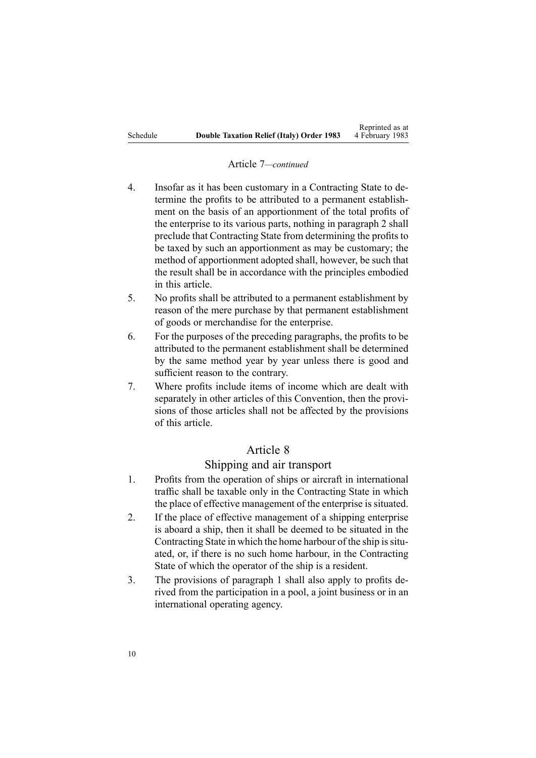Article 7—*continued*

4. Insofar as it has been customary in a Contracting State to determine the profits to be attributed to a permanent establishment on the basis of an apportionment of the total profits of the enterprise to its various parts, nothing in paragraph 2 shall preclude that Contracting State from determining the profits to be taxed by such an apportionment as may be customary; the method of apportionment adopted shall, however, be such that the result shall be in accordance with the principles embodied in this article.
5. No profits shall be attributed to a permanent establishment by reason of the mere purchase by that permanent establishment of goods or merchandise for the enterprise.
6. For the purposes of the preceding paragraphs, the profits to be attributed to the permanent establishment shall be determined by the same method year by year unless there is good and sufficient reason to the contrary.
7. Where profits include items of income which are dealt with separately in other articles of this Convention, then the provisions of those articles shall not be affected by the provisions of this article.

## Article 8

### Shipping and air transport

1. Profits from the operation of ships or aircraft in international traffic shall be taxable only in the Contracting State in which the place of effective management of the enterprise is situated.
2. If the place of effective management of a shipping enterprise is aboard a ship, then it shall be deemed to be situated in the Contracting State in which the home harbour of the ship is situated, or, if there is no such home harbour, in the Contracting State of which the operator of the ship is a resident.
3. The provisions of paragraph 1 shall also apply to profits derived from the participation in a pool, a joint business or in an international operating agency.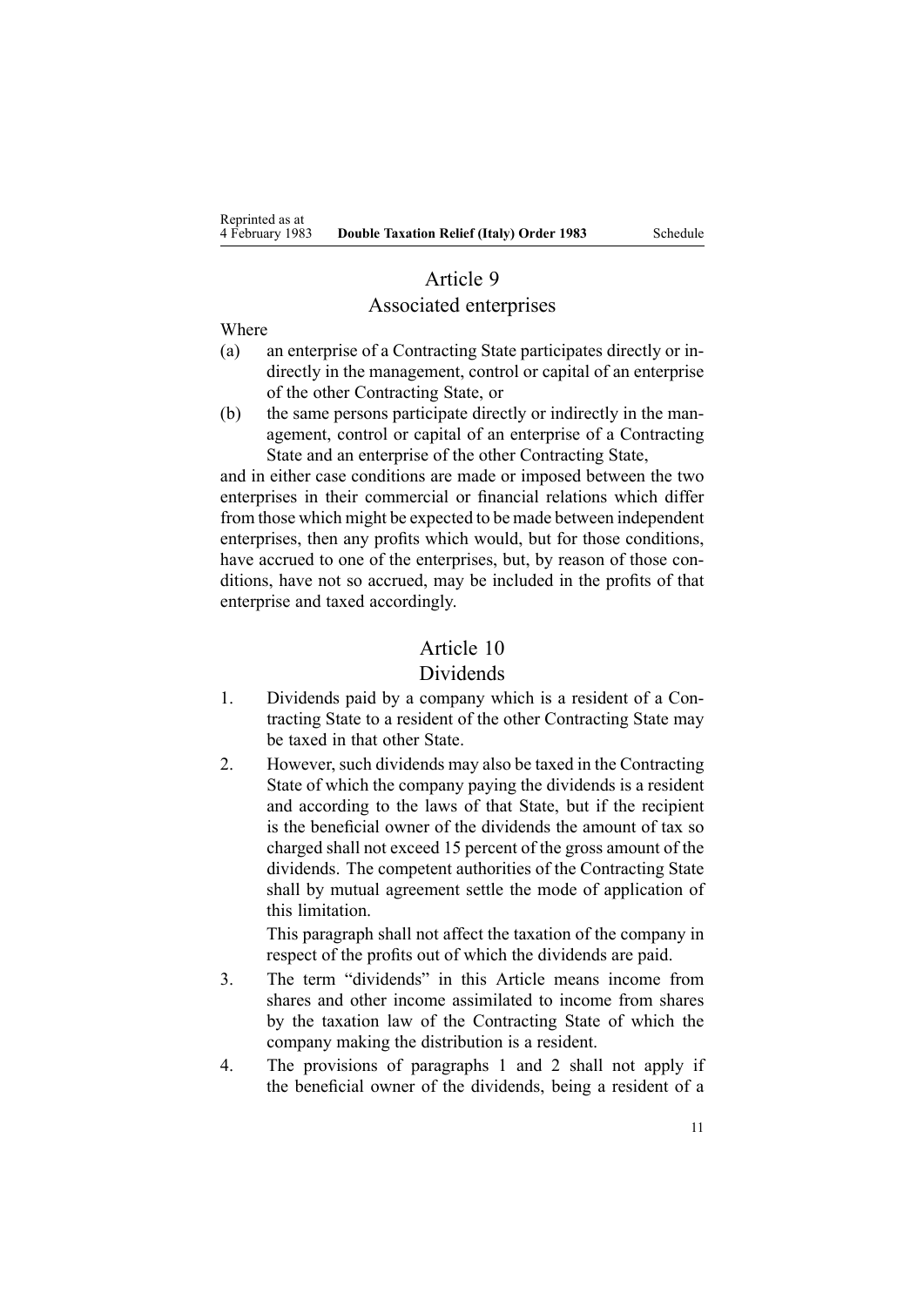## Article 9
### Associated enterprises

Where

(a) an enterprise of a Contracting State participates directly or indirectly in the management, control or capital of an enterprise of the other Contracting State, or

(b) the same persons participate directly or indirectly in the management, control or capital of an enterprise of a Contracting State and an enterprise of the other Contracting State,

and in either case conditions are made or imposed between the two enterprises in their commercial or financial relations which differ from those which might be expected to be made between independent enterprises, then any profits which would, but for those conditions, have accrued to one of the enterprises, but, by reason of those conditions, have not so accrued, may be included in the profits of that enterprise and taxed accordingly.

## Article 10
### Dividends

1. Dividends paid by a company which is a resident of a Contracting State to a resident of the other Contracting State may be taxed in that other State.

2. However, such dividends may also be taxed in the Contracting State of which the company paying the dividends is a resident and according to the laws of that State, but if the recipient is the beneficial owner of the dividends the amount of tax so charged shall not exceed 15 percent of the gross amount of the dividends. The competent authorities of the Contracting State shall by mutual agreement settle the mode of application of this limitation.

   This paragraph shall not affect the taxation of the company in respect of the profits out of which the dividends are paid.

3. The term "dividends" in this Article means income from shares and other income assimilated to income from shares by the taxation law of the Contracting State of which the company making the distribution is a resident.

4. The provisions of paragraphs 1 and 2 shall not apply if the beneficial owner of the dividends, being a resident of a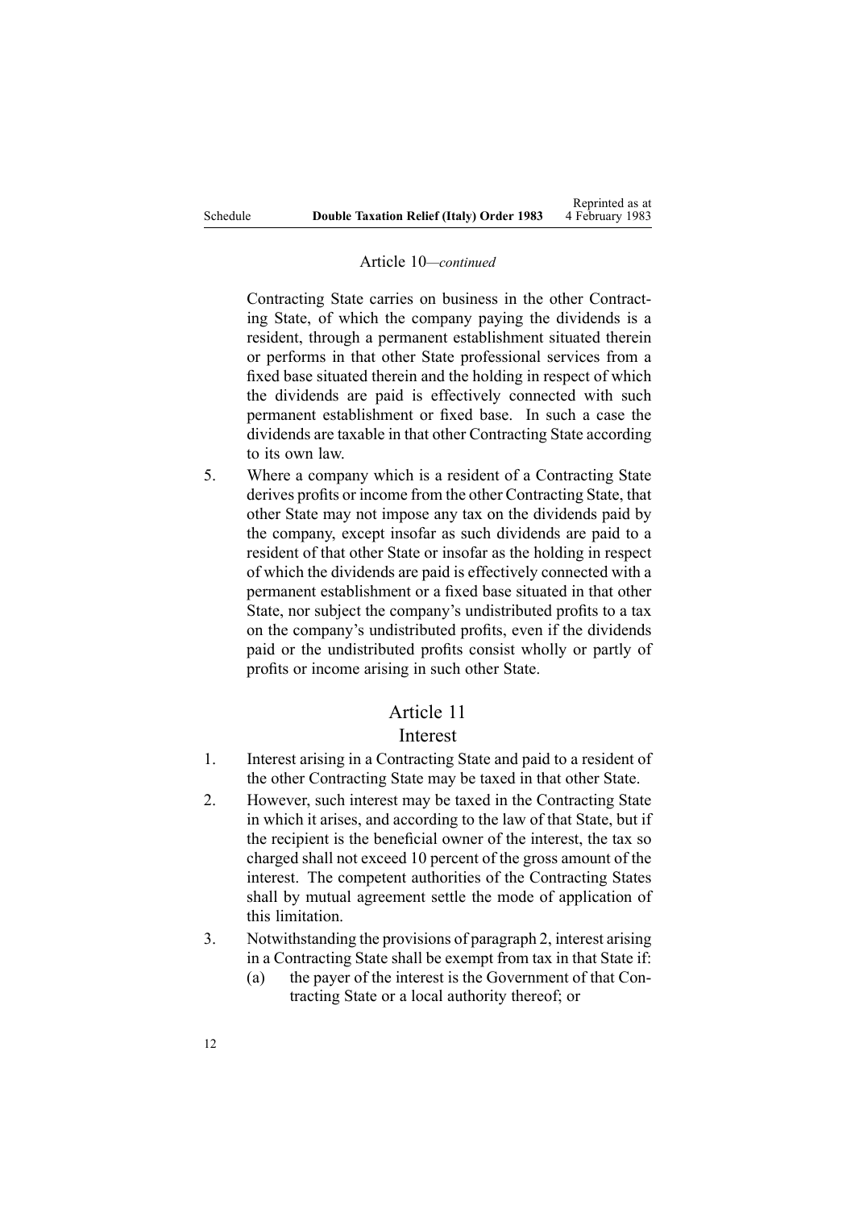Article 10—*continued*

Contracting State carries on business in the other Contracting State, of which the company paying the dividends is a resident, through a permanent establishment situated therein or performs in that other State professional services from a fixed base situated therein and the holding in respect of which the dividends are paid is effectively connected with such permanent establishment or fixed base. In such a case the dividends are taxable in that other Contracting State according to its own law.

5. Where a company which is a resident of a Contracting State derives profits or income from the other Contracting State, that other State may not impose any tax on the dividends paid by the company, except insofar as such dividends are paid to a resident of that other State or insofar as the holding in respect of which the dividends are paid is effectively connected with a permanent establishment or a fixed base situated in that other State, nor subject the company's undistributed profits to a tax on the company's undistributed profits, even if the dividends paid or the undistributed profits consist wholly or partly of profits or income arising in such other State.

## Article 11
## Interest

1. Interest arising in a Contracting State and paid to a resident of the other Contracting State may be taxed in that other State.
2. However, such interest may be taxed in the Contracting State in which it arises, and according to the law of that State, but if the recipient is the beneficial owner of the interest, the tax so charged shall not exceed 10 percent of the gross amount of the interest. The competent authorities of the Contracting States shall by mutual agreement settle the mode of application of this limitation.
3. Notwithstanding the provisions of paragraph 2, interest arising in a Contracting State shall be exempt from tax in that State if:
   (a) the payer of the interest is the Government of that Contracting State or a local authority thereof; or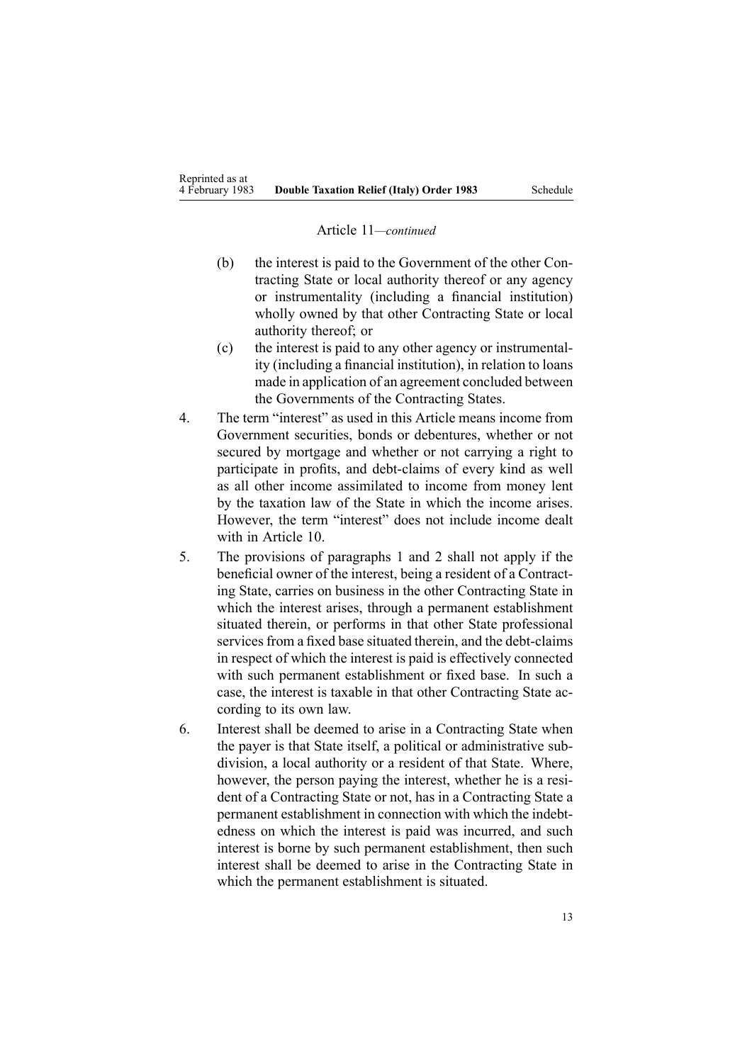Article 11—*continued*

(b) the interest is paid to the Government of the other Contracting State or local authority thereof or any agency or instrumentality (including a financial institution) wholly owned by that other Contracting State or local authority thereof; or

(c) the interest is paid to any other agency or instrumentality (including a financial institution), in relation to loans made in application of an agreement concluded between the Governments of the Contracting States.

4. The term "interest" as used in this Article means income from Government securities, bonds or debentures, whether or not secured by mortgage and whether or not carrying a right to participate in profits, and debt-claims of every kind as well as all other income assimilated to income from money lent by the taxation law of the State in which the income arises. However, the term "interest" does not include income dealt with in Article 10.

5. The provisions of paragraphs 1 and 2 shall not apply if the beneficial owner of the interest, being a resident of a Contracting State, carries on business in the other Contracting State in which the interest arises, through a permanent establishment situated therein, or performs in that other State professional services from a fixed base situated therein, and the debt-claims in respect of which the interest is paid is effectively connected with such permanent establishment or fixed base. In such a case, the interest is taxable in that other Contracting State according to its own law.

6. Interest shall be deemed to arise in a Contracting State when the payer is that State itself, a political or administrative subdivision, a local authority or a resident of that State. Where, however, the person paying the interest, whether he is a resident of a Contracting State or not, has in a Contracting State a permanent establishment in connection with which the indebtedness on which the interest is paid was incurred, and such interest is borne by such permanent establishment, then such interest shall be deemed to arise in the Contracting State in which the permanent establishment is situated.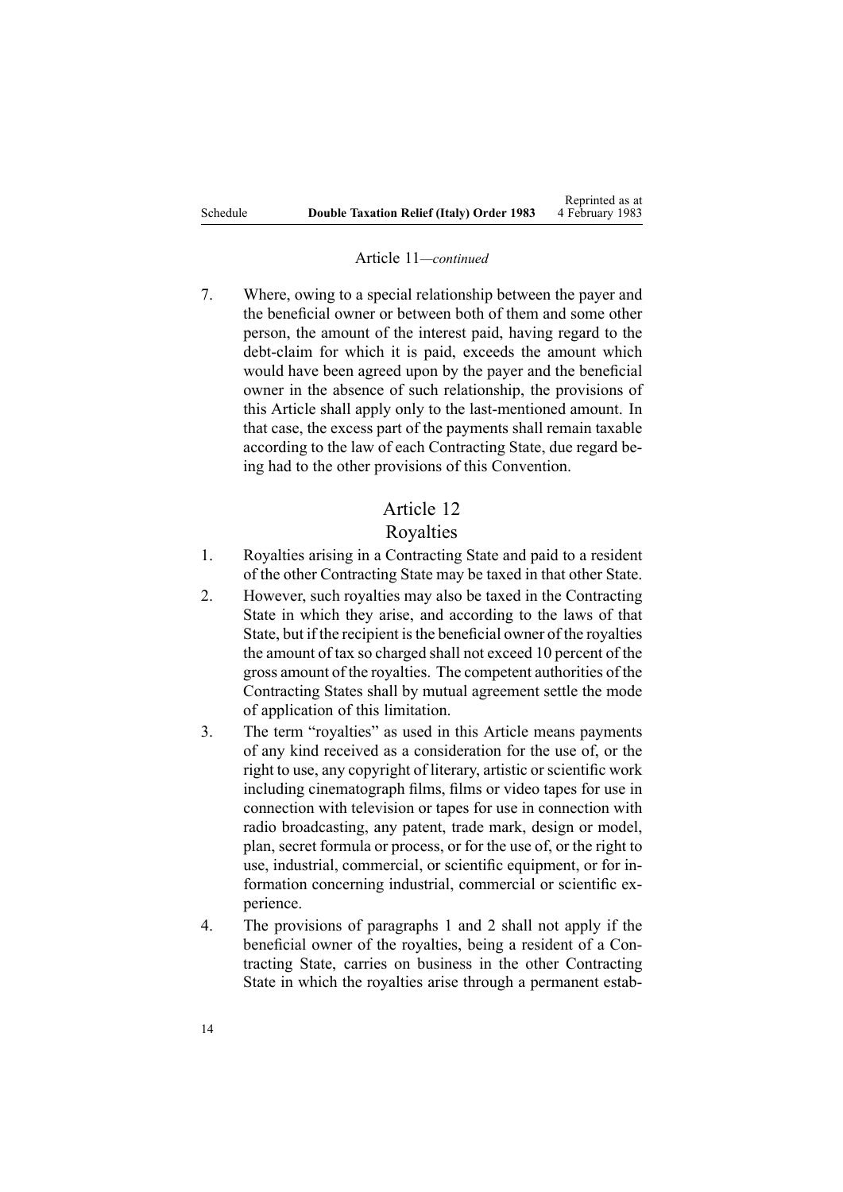Article 11—*continued*

7. Where, owing to a special relationship between the payer and the beneficial owner or between both of them and some other person, the amount of the interest paid, having regard to the debt-claim for which it is paid, exceeds the amount which would have been agreed upon by the payer and the beneficial owner in the absence of such relationship, the provisions of this Article shall apply only to the last-mentioned amount. In that case, the excess part of the payments shall remain taxable according to the law of each Contracting State, due regard being had to the other provisions of this Convention.

## Article 12
## Royalties

1. Royalties arising in a Contracting State and paid to a resident of the other Contracting State may be taxed in that other State.
2. However, such royalties may also be taxed in the Contracting State in which they arise, and according to the laws of that State, but if the recipient is the beneficial owner of the royalties the amount of tax so charged shall not exceed 10 percent of the gross amount of the royalties. The competent authorities of the Contracting States shall by mutual agreement settle the mode of application of this limitation.
3. The term "royalties" as used in this Article means payments of any kind received as a consideration for the use of, or the right to use, any copyright of literary, artistic or scientific work including cinematograph films, films or video tapes for use in connection with television or tapes for use in connection with radio broadcasting, any patent, trade mark, design or model, plan, secret formula or process, or for the use of, or the right to use, industrial, commercial, or scientific equipment, or for information concerning industrial, commercial or scientific experience.
4. The provisions of paragraphs 1 and 2 shall not apply if the beneficial owner of the royalties, being a resident of a Contracting State, carries on business in the other Contracting State in which the royalties arise through a permanent estab-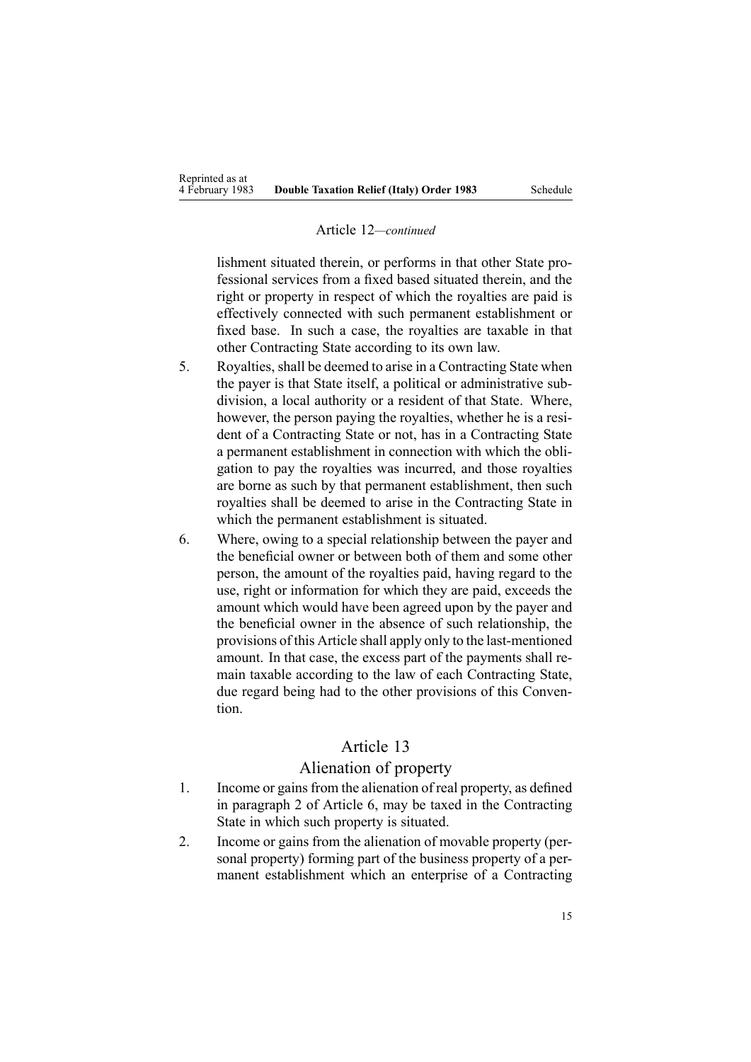Article 12—*continued*

lishment situated therein, or performs in that other State professional services from a fixed based situated therein, and the right or property in respect of which the royalties are paid is effectively connected with such permanent establishment or fixed base. In such a case, the royalties are taxable in that other Contracting State according to its own law.

5. Royalties, shall be deemed to arise in a Contracting State when the payer is that State itself, a political or administrative subdivision, a local authority or a resident of that State. Where, however, the person paying the royalties, whether he is a resident of a Contracting State or not, has in a Contracting State a permanent establishment in connection with which the obligation to pay the royalties was incurred, and those royalties are borne as such by that permanent establishment, then such royalties shall be deemed to arise in the Contracting State in which the permanent establishment is situated.

6. Where, owing to a special relationship between the payer and the beneficial owner or between both of them and some other person, the amount of the royalties paid, having regard to the use, right or information for which they are paid, exceeds the amount which would have been agreed upon by the payer and the beneficial owner in the absence of such relationship, the provisions of this Article shall apply only to the last-mentioned amount. In that case, the excess part of the payments shall remain taxable according to the law of each Contracting State, due regard being had to the other provisions of this Convention.

## Article 13

## Alienation of property

1. Income or gains from the alienation of real property, as defined in paragraph 2 of Article 6, may be taxed in the Contracting State in which such property is situated.

2. Income or gains from the alienation of movable property (personal property) forming part of the business property of a permanent establishment which an enterprise of a Contracting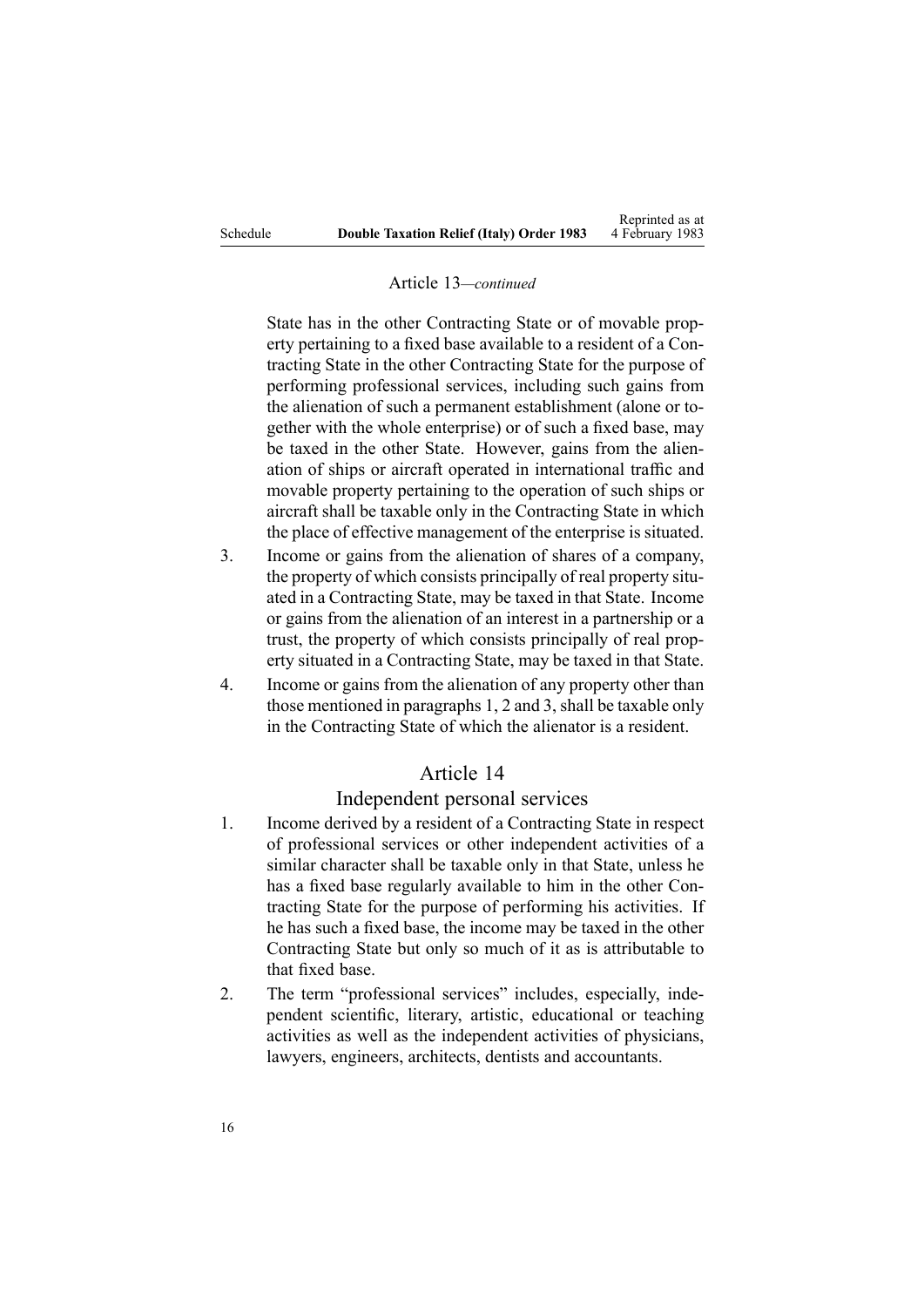Article 13—*continued*

State has in the other Contracting State or of movable property pertaining to a fixed base available to a resident of a Contracting State in the other Contracting State for the purpose of performing professional services, including such gains from the alienation of such a permanent establishment (alone or together with the whole enterprise) or of such a fixed base, may be taxed in the other State. However, gains from the alienation of ships or aircraft operated in international traffic and movable property pertaining to the operation of such ships or aircraft shall be taxable only in the Contracting State in which the place of effective management of the enterprise is situated.

3. Income or gains from the alienation of shares of a company, the property of which consists principally of real property situated in a Contracting State, may be taxed in that State. Income or gains from the alienation of an interest in a partnership or a trust, the property of which consists principally of real property situated in a Contracting State, may be taxed in that State.

4. Income or gains from the alienation of any property other than those mentioned in paragraphs 1, 2 and 3, shall be taxable only in the Contracting State of which the alienator is a resident.

## Article 14

### Independent personal services

1. Income derived by a resident of a Contracting State in respect of professional services or other independent activities of a similar character shall be taxable only in that State, unless he has a fixed base regularly available to him in the other Contracting State for the purpose of performing his activities. If he has such a fixed base, the income may be taxed in the other Contracting State but only so much of it as is attributable to that fixed base.

2. The term "professional services" includes, especially, independent scientific, literary, artistic, educational or teaching activities as well as the independent activities of physicians, lawyers, engineers, architects, dentists and accountants.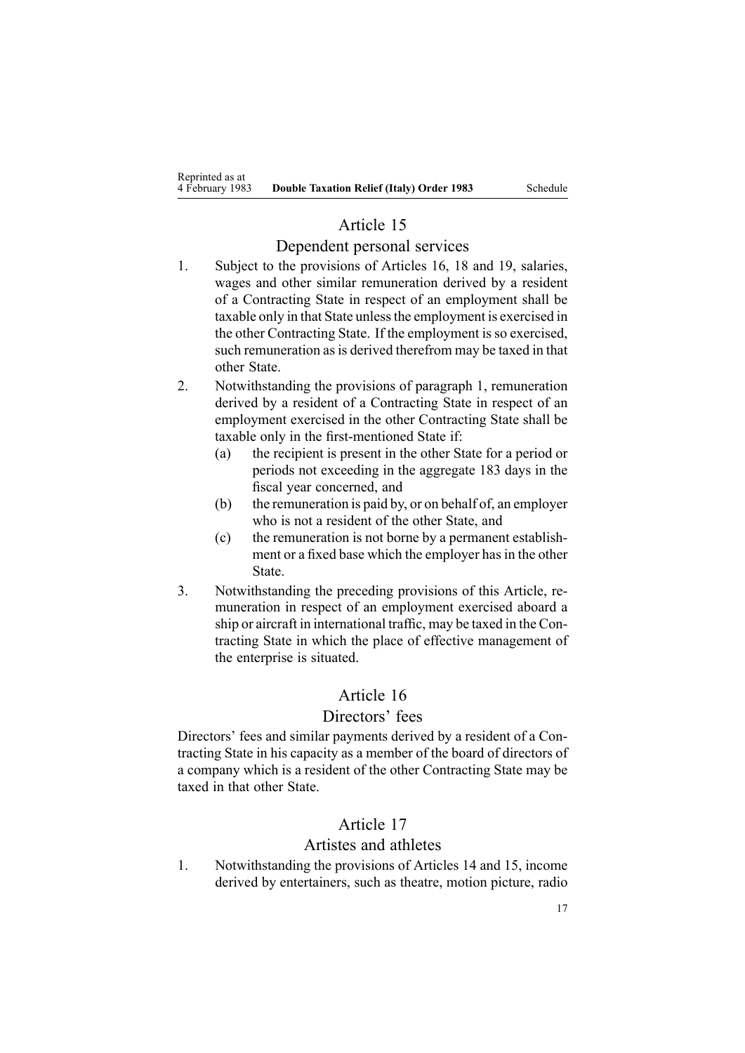## Article 15

### Dependent personal services

1. Subject to the provisions of Articles 16, 18 and 19, salaries, wages and other similar remuneration derived by a resident of a Contracting State in respect of an employment shall be taxable only in that State unless the employment is exercised in the other Contracting State. If the employment is so exercised, such remuneration as is derived therefrom may be taxed in that other State.
2. Notwithstanding the provisions of paragraph 1, remuneration derived by a resident of a Contracting State in respect of an employment exercised in the other Contracting State shall be taxable only in the first-mentioned State if:
   - (a) the recipient is present in the other State for a period or periods not exceeding in the aggregate 183 days in the fiscal year concerned, and
   - (b) the remuneration is paid by, or on behalf of, an employer who is not a resident of the other State, and
   - (c) the remuneration is not borne by a permanent establishment or a fixed base which the employer has in the other State.
3. Notwithstanding the preceding provisions of this Article, remuneration in respect of an employment exercised aboard a ship or aircraft in international traffic, may be taxed in the Contracting State in which the place of effective management of the enterprise is situated.

## Article 16

### Directors' fees

Directors' fees and similar payments derived by a resident of a Contracting State in his capacity as a member of the board of directors of a company which is a resident of the other Contracting State may be taxed in that other State.

## Article 17

### Artistes and athletes

1. Notwithstanding the provisions of Articles 14 and 15, income derived by entertainers, such as theatre, motion picture, radio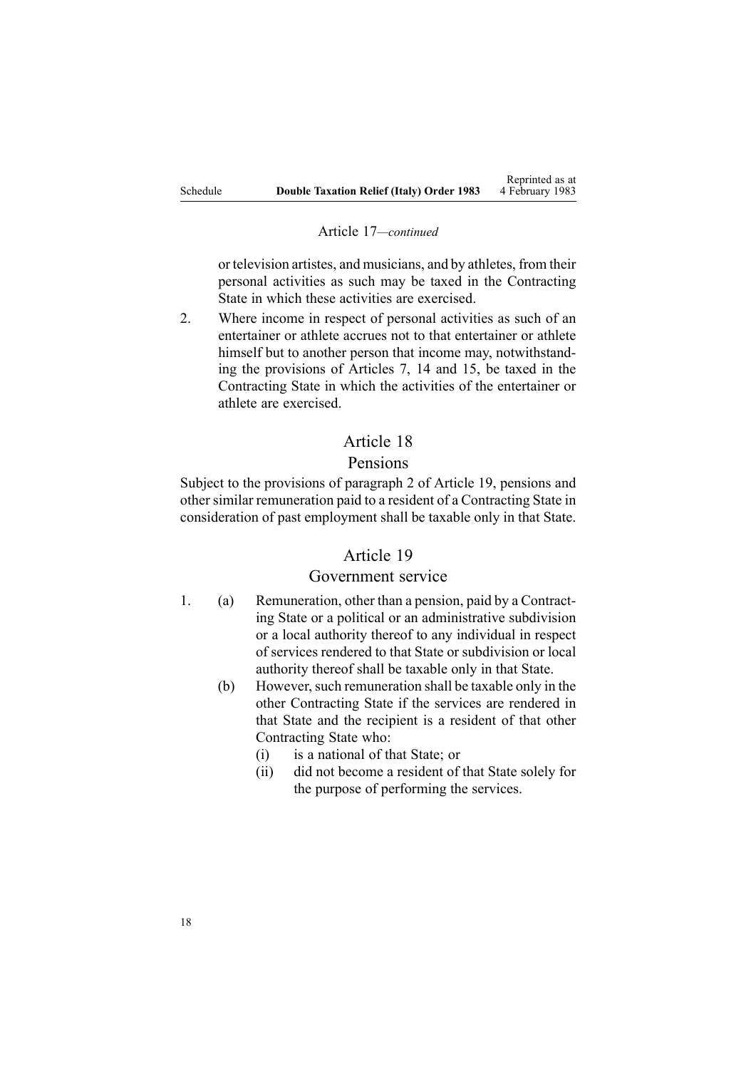Article 17—*continued*

or television artistes, and musicians, and by athletes, from their personal activities as such may be taxed in the Contracting State in which these activities are exercised.

2. Where income in respect of personal activities as such of an entertainer or athlete accrues not to that entertainer or athlete himself but to another person that income may, notwithstanding the provisions of Articles 7, 14 and 15, be taxed in the Contracting State in which the activities of the entertainer or athlete are exercised.

## Article 18

## Pensions

Subject to the provisions of paragraph 2 of Article 19, pensions and other similar remuneration paid to a resident of a Contracting State in consideration of past employment shall be taxable only in that State.

## Article 19

## Government service

1. (a) Remuneration, other than a pension, paid by a Contracting State or a political or an administrative subdivision or a local authority thereof to any individual in respect of services rendered to that State or subdivision or local authority thereof shall be taxable only in that State.

   (b) However, such remuneration shall be taxable only in the other Contracting State if the services are rendered in that State and the recipient is a resident of that other Contracting State who:

      (i) is a national of that State; or

      (ii) did not become a resident of that State solely for the purpose of performing the services.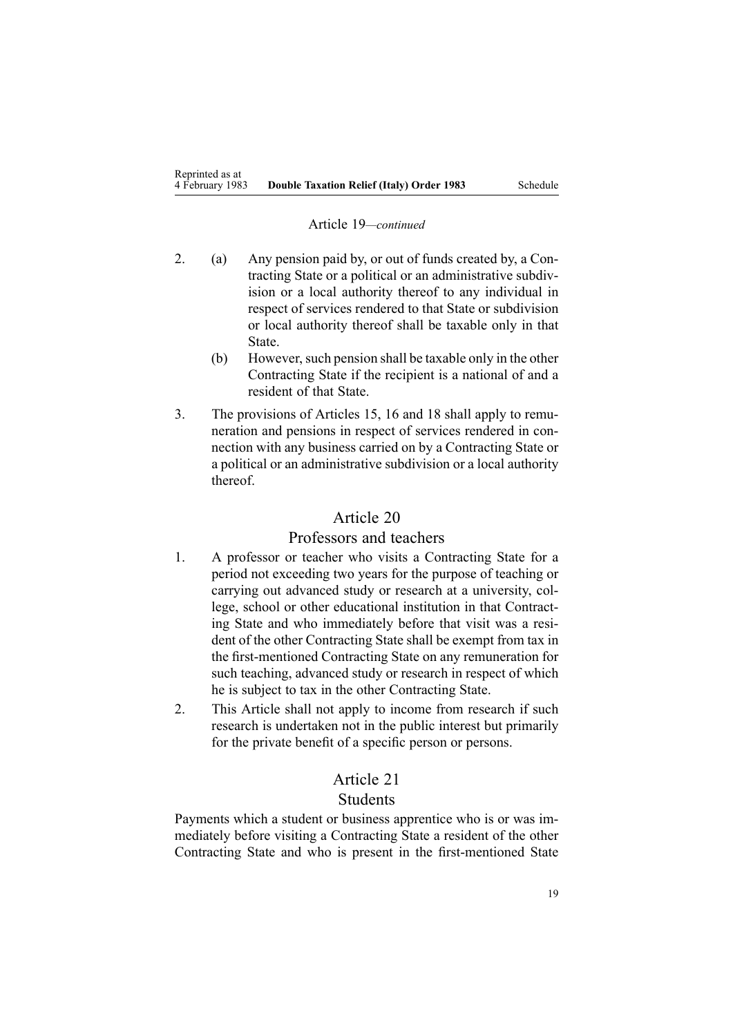Article 19*—continued*

2. (a) Any pension paid by, or out of funds created by, a Contracting State or a political or an administrative subdivision or a local authority thereof to any individual in respect of services rendered to that State or subdivision or local authority thereof shall be taxable only in that State.

   (b) However, such pension shall be taxable only in the other Contracting State if the recipient is a national of and a resident of that State.

3. The provisions of Articles 15, 16 and 18 shall apply to remuneration and pensions in respect of services rendered in connection with any business carried on by a Contracting State or a political or an administrative subdivision or a local authority thereof.

## Article 20

## Professors and teachers

1. A professor or teacher who visits a Contracting State for a period not exceeding two years for the purpose of teaching or carrying out advanced study or research at a university, college, school or other educational institution in that Contracting State and who immediately before that visit was a resident of the other Contracting State shall be exempt from tax in the first-mentioned Contracting State on any remuneration for such teaching, advanced study or research in respect of which he is subject to tax in the other Contracting State.

2. This Article shall not apply to income from research if such research is undertaken not in the public interest but primarily for the private benefit of a specific person or persons.

## Article 21

## Students

Payments which a student or business apprentice who is or was immediately before visiting a Contracting State a resident of the other Contracting State and who is present in the first-mentioned State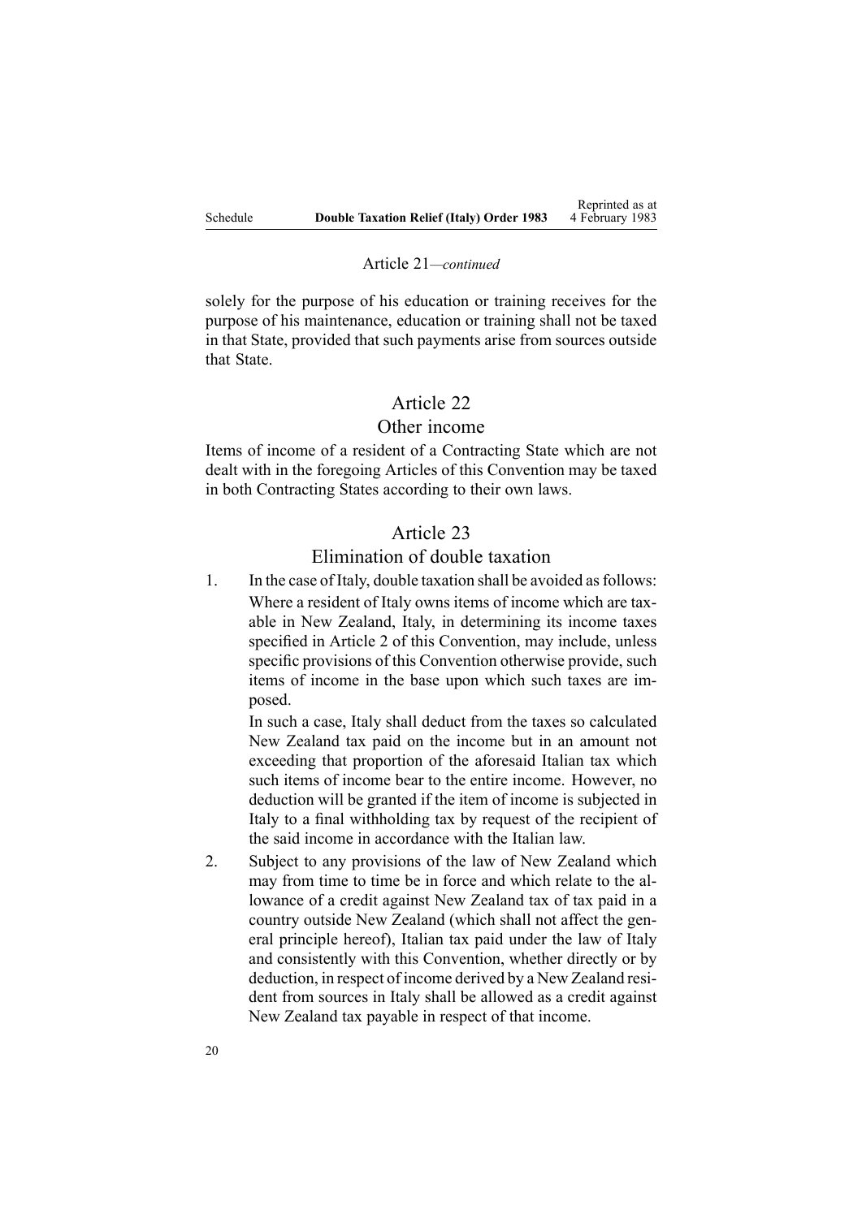Article 21—*continued*

solely for the purpose of his education or training receives for the purpose of his maintenance, education or training shall not be taxed in that State, provided that such payments arise from sources outside that State.

## Article 22

## Other income

Items of income of a resident of a Contracting State which are not dealt with in the foregoing Articles of this Convention may be taxed in both Contracting States according to their own laws.

## Article 23

## Elimination of double taxation

1. In the case of Italy, double taxation shall be avoided as follows:

   Where a resident of Italy owns items of income which are taxable in New Zealand, Italy, in determining its income taxes specified in Article 2 of this Convention, may include, unless specific provisions of this Convention otherwise provide, such items of income in the base upon which such taxes are imposed.

   In such a case, Italy shall deduct from the taxes so calculated New Zealand tax paid on the income but in an amount not exceeding that proportion of the aforesaid Italian tax which such items of income bear to the entire income. However, no deduction will be granted if the item of income is subjected in Italy to a final withholding tax by request of the recipient of the said income in accordance with the Italian law.

2. Subject to any provisions of the law of New Zealand which may from time to time be in force and which relate to the allowance of a credit against New Zealand tax of tax paid in a country outside New Zealand (which shall not affect the general principle hereof), Italian tax paid under the law of Italy and consistently with this Convention, whether directly or by deduction, in respect of income derived by a New Zealand resident from sources in Italy shall be allowed as a credit against New Zealand tax payable in respect of that income.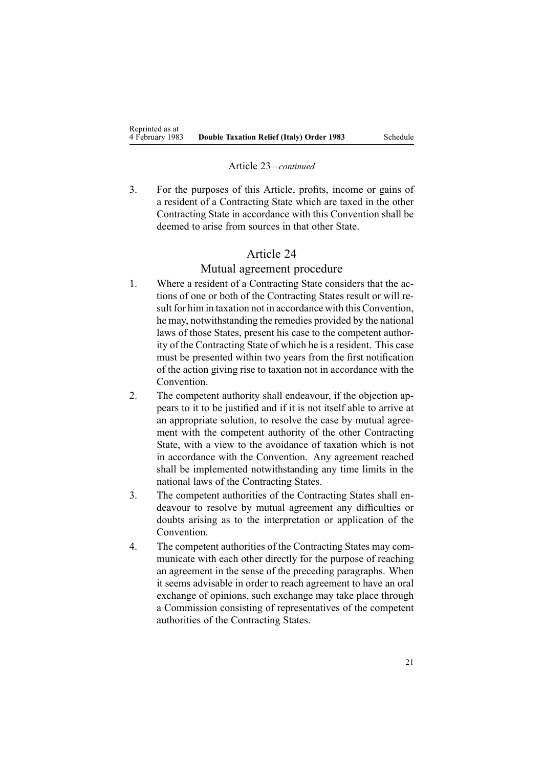Article 23—*continued*

3. For the purposes of this Article, profits, income or gains of a resident of a Contracting State which are taxed in the other Contracting State in accordance with this Convention shall be deemed to arise from sources in that other State.

## Article 24

### Mutual agreement procedure

1. Where a resident of a Contracting State considers that the actions of one or both of the Contracting States result or will result for him in taxation not in accordance with this Convention, he may, notwithstanding the remedies provided by the national laws of those States, present his case to the competent authority of the Contracting State of which he is a resident. This case must be presented within two years from the first notification of the action giving rise to taxation not in accordance with the Convention.
2. The competent authority shall endeavour, if the objection appears to it to be justified and if it is not itself able to arrive at an appropriate solution, to resolve the case by mutual agreement with the competent authority of the other Contracting State, with a view to the avoidance of taxation which is not in accordance with the Convention. Any agreement reached shall be implemented notwithstanding any time limits in the national laws of the Contracting States.
3. The competent authorities of the Contracting States shall endeavour to resolve by mutual agreement any difficulties or doubts arising as to the interpretation or application of the Convention.
4. The competent authorities of the Contracting States may communicate with each other directly for the purpose of reaching an agreement in the sense of the preceding paragraphs. When it seems advisable in order to reach agreement to have an oral exchange of opinions, such exchange may take place through a Commission consisting of representatives of the competent authorities of the Contracting States.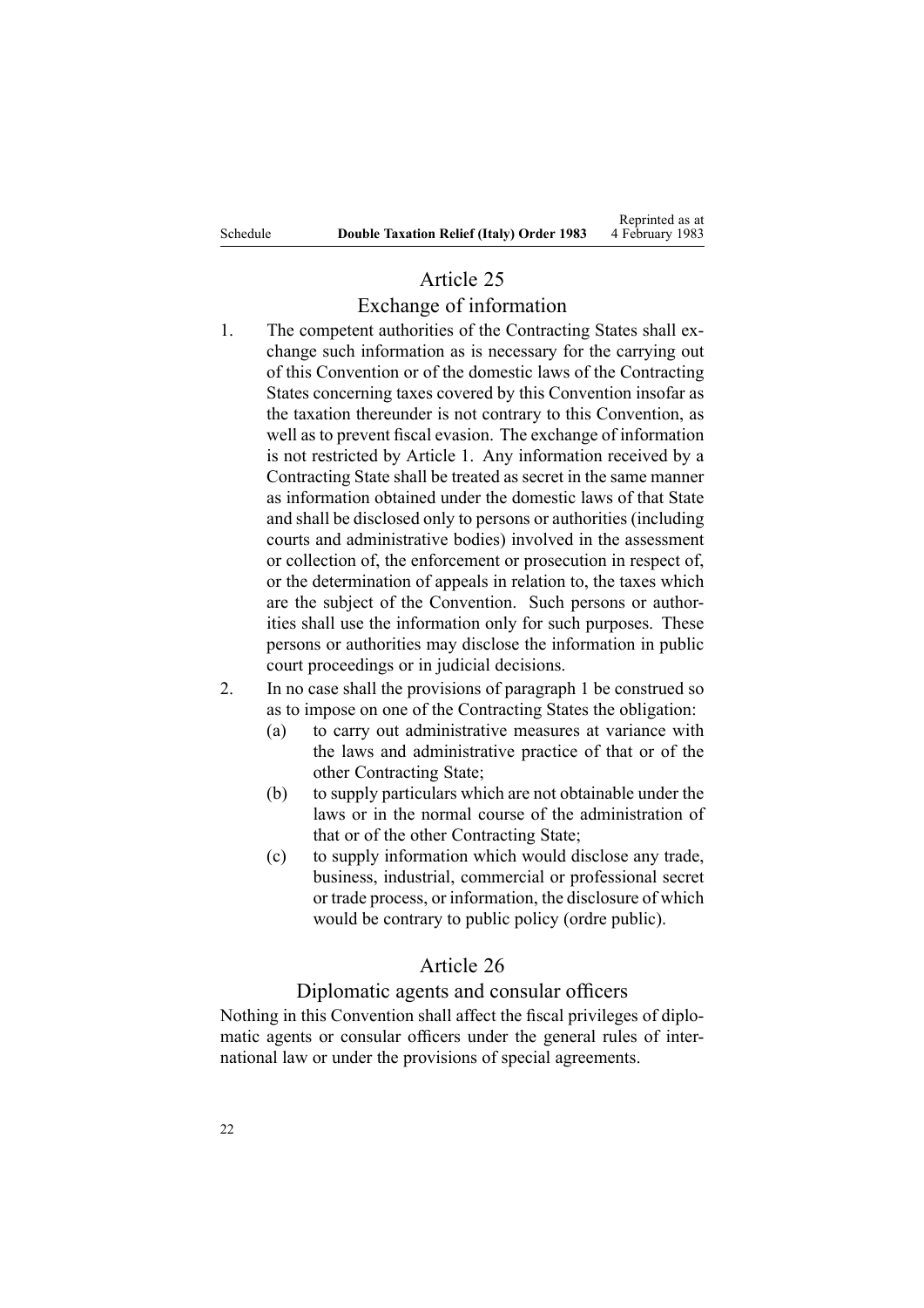## Article 25

### Exchange of information

1. The competent authorities of the Contracting States shall exchange such information as is necessary for the carrying out of this Convention or of the domestic laws of the Contracting States concerning taxes covered by this Convention insofar as the taxation thereunder is not contrary to this Convention, as well as to prevent fiscal evasion. The exchange of information is not restricted by Article 1. Any information received by a Contracting State shall be treated as secret in the same manner as information obtained under the domestic laws of that State and shall be disclosed only to persons or authorities (including courts and administrative bodies) involved in the assessment or collection of, the enforcement or prosecution in respect of, or the determination of appeals in relation to, the taxes which are the subject of the Convention. Such persons or authorities shall use the information only for such purposes. These persons or authorities may disclose the information in public court proceedings or in judicial decisions.
2. In no case shall the provisions of paragraph 1 be construed so as to impose on one of the Contracting States the obligation:
   - (a) to carry out administrative measures at variance with the laws and administrative practice of that or of the other Contracting State;
   - (b) to supply particulars which are not obtainable under the laws or in the normal course of the administration of that or of the other Contracting State;
   - (c) to supply information which would disclose any trade, business, industrial, commercial or professional secret or trade process, or information, the disclosure of which would be contrary to public policy (ordre public).

## Article 26

### Diplomatic agents and consular officers

Nothing in this Convention shall affect the fiscal privileges of diplomatic agents or consular officers under the general rules of international law or under the provisions of special agreements.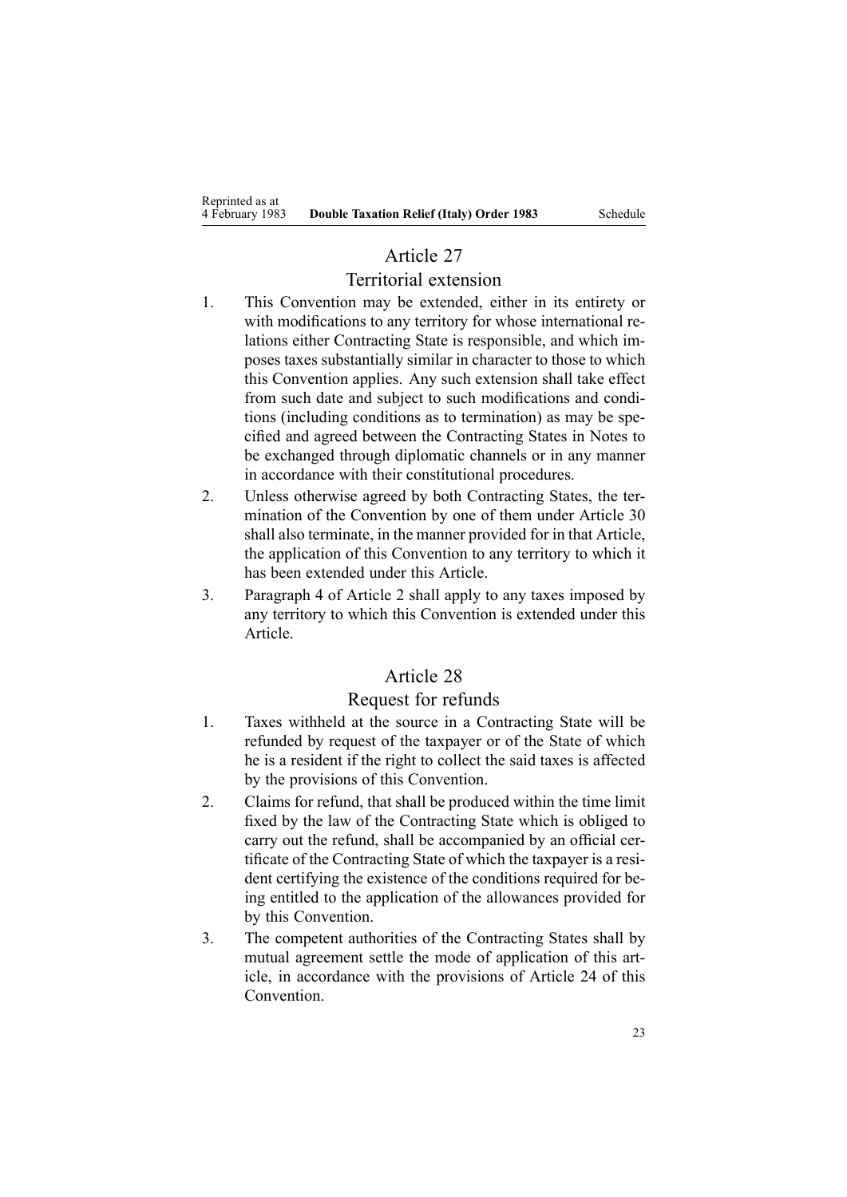## Article 27

### Territorial extension

1. This Convention may be extended, either in its entirety or with modifications to any territory for whose international relations either Contracting State is responsible, and which imposes taxes substantially similar in character to those to which this Convention applies. Any such extension shall take effect from such date and subject to such modifications and conditions (including conditions as to termination) as may be specified and agreed between the Contracting States in Notes to be exchanged through diplomatic channels or in any manner in accordance with their constitutional procedures.
2. Unless otherwise agreed by both Contracting States, the termination of the Convention by one of them under Article 30 shall also terminate, in the manner provided for in that Article, the application of this Convention to any territory to which it has been extended under this Article.
3. Paragraph 4 of Article 2 shall apply to any taxes imposed by any territory to which this Convention is extended under this Article.

## Article 28

### Request for refunds

1. Taxes withheld at the source in a Contracting State will be refunded by request of the taxpayer or of the State of which he is a resident if the right to collect the said taxes is affected by the provisions of this Convention.
2. Claims for refund, that shall be produced within the time limit fixed by the law of the Contracting State which is obliged to carry out the refund, shall be accompanied by an official certificate of the Contracting State of which the taxpayer is a resident certifying the existence of the conditions required for being entitled to the application of the allowances provided for by this Convention.
3. The competent authorities of the Contracting States shall by mutual agreement settle the mode of application of this article, in accordance with the provisions of Article 24 of this Convention.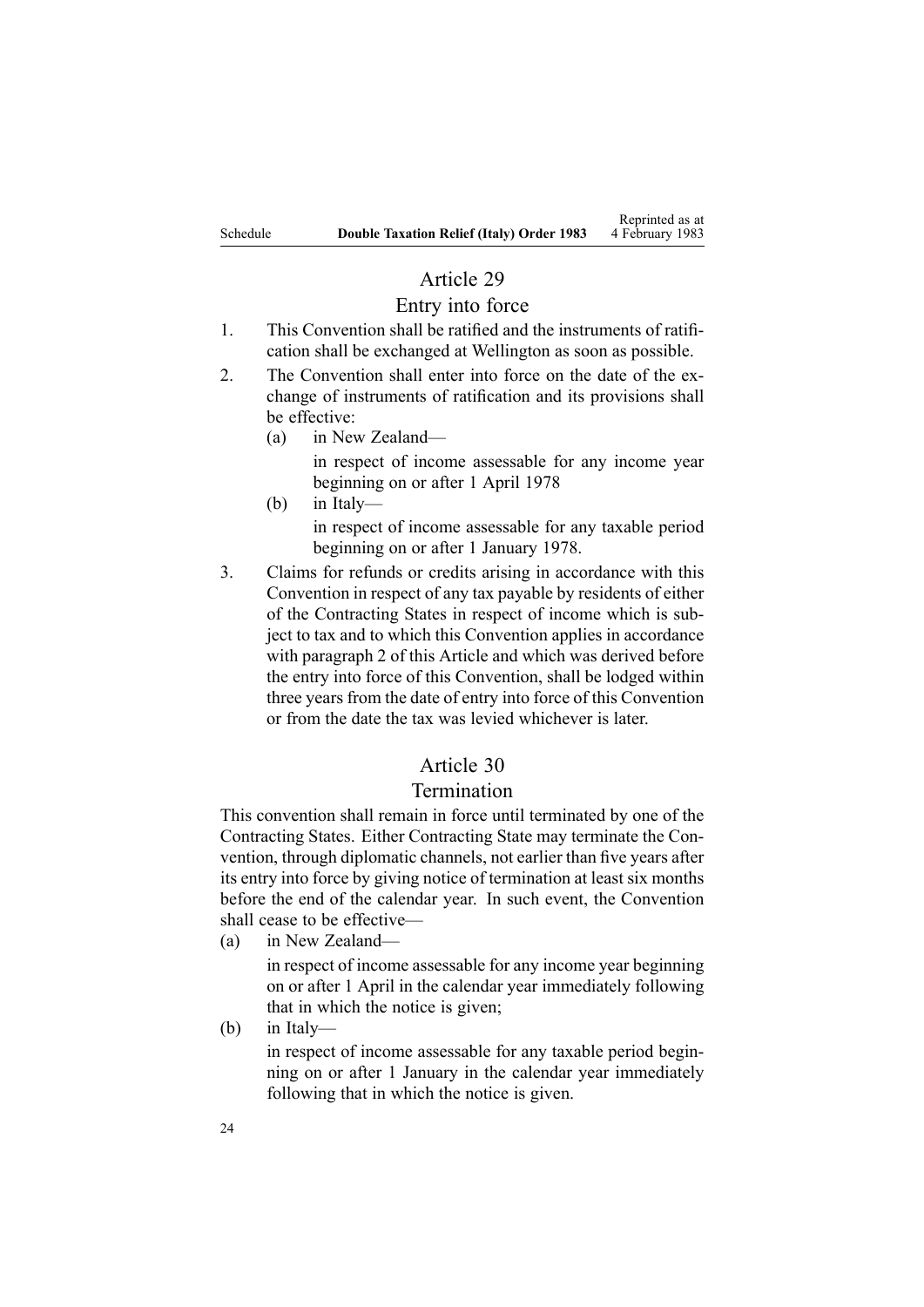## Article 29

### Entry into force

1. This Convention shall be ratified and the instruments of ratification shall be exchanged at Wellington as soon as possible.
2. The Convention shall enter into force on the date of the exchange of instruments of ratification and its provisions shall be effective:
   - (a) in New Zealand—

     in respect of income assessable for any income year beginning on or after 1 April 1978
   - (b) in Italy—

     in respect of income assessable for any taxable period beginning on or after 1 January 1978.
3. Claims for refunds or credits arising in accordance with this Convention in respect of any tax payable by residents of either of the Contracting States in respect of income which is subject to tax and to which this Convention applies in accordance with paragraph 2 of this Article and which was derived before the entry into force of this Convention, shall be lodged within three years from the date of entry into force of this Convention or from the date the tax was levied whichever is later.

## Article 30

### Termination

This convention shall remain in force until terminated by one of the Contracting States. Either Contracting State may terminate the Convention, through diplomatic channels, not earlier than five years after its entry into force by giving notice of termination at least six months before the end of the calendar year. In such event, the Convention shall cease to be effective—

- (a) in New Zealand—

  in respect of income assessable for any income year beginning on or after 1 April in the calendar year immediately following that in which the notice is given;
- (b) in Italy—

  in respect of income assessable for any taxable period beginning on or after 1 January in the calendar year immediately following that in which the notice is given.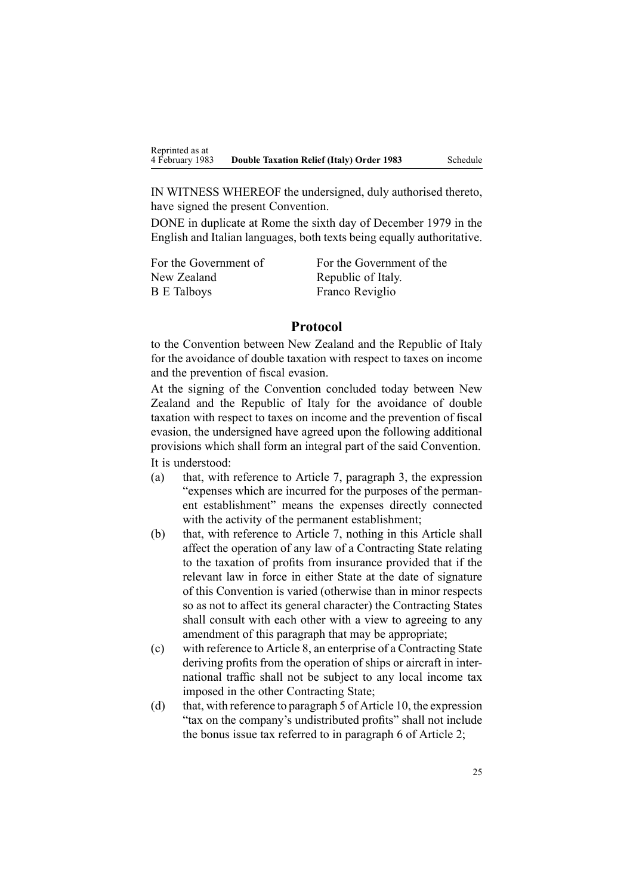IN WITNESS WHEREOF the undersigned, duly authorised thereto, have signed the present Convention.

DONE in duplicate at Rome the sixth day of December 1979 in the English and Italian languages, both texts being equally authoritative.

| For the Government of New Zealand | For the Government of the Republic of Italy. |
|---|---|
| B E Talboys | Franco Reviglio |

## Protocol

to the Convention between New Zealand and the Republic of Italy for the avoidance of double taxation with respect to taxes on income and the prevention of fiscal evasion.

At the signing of the Convention concluded today between New Zealand and the Republic of Italy for the avoidance of double taxation with respect to taxes on income and the prevention of fiscal evasion, the undersigned have agreed upon the following additional provisions which shall form an integral part of the said Convention.

It is understood:

(a) that, with reference to Article 7, paragraph 3, the expression "expenses which are incurred for the purposes of the permanent establishment" means the expenses directly connected with the activity of the permanent establishment;

(b) that, with reference to Article 7, nothing in this Article shall affect the operation of any law of a Contracting State relating to the taxation of profits from insurance provided that if the relevant law in force in either State at the date of signature of this Convention is varied (otherwise than in minor respects so as not to affect its general character) the Contracting States shall consult with each other with a view to agreeing to any amendment of this paragraph that may be appropriate;

(c) with reference to Article 8, an enterprise of a Contracting State deriving profits from the operation of ships or aircraft in international traffic shall not be subject to any local income tax imposed in the other Contracting State;

(d) that, with reference to paragraph 5 of Article 10, the expression "tax on the company's undistributed profits" shall not include the bonus issue tax referred to in paragraph 6 of Article 2;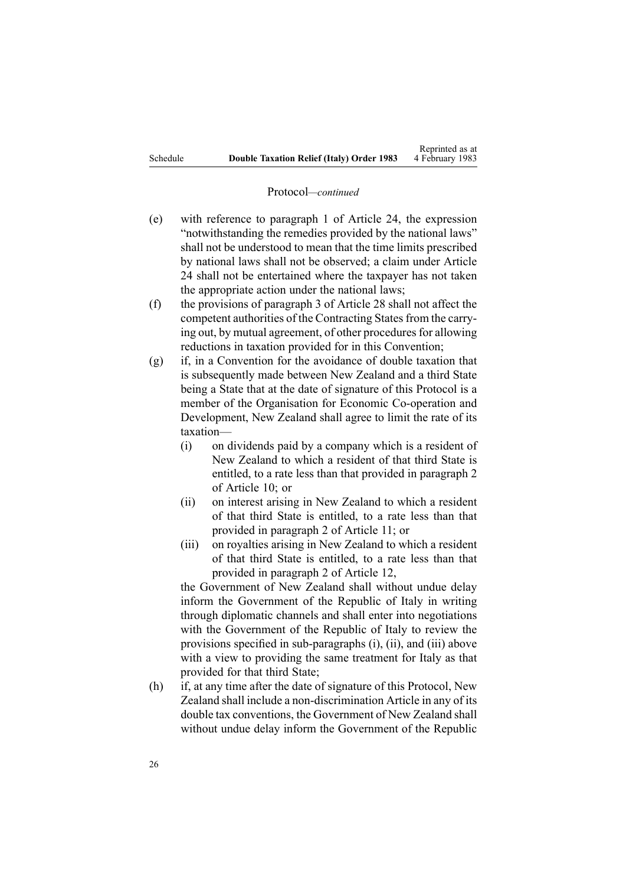Protocol—*continued*

(e) with reference to paragraph 1 of Article 24, the expression "notwithstanding the remedies provided by the national laws" shall not be understood to mean that the time limits prescribed by national laws shall not be observed; a claim under Article 24 shall not be entertained where the taxpayer has not taken the appropriate action under the national laws;

(f) the provisions of paragraph 3 of Article 28 shall not affect the competent authorities of the Contracting States from the carrying out, by mutual agreement, of other procedures for allowing reductions in taxation provided for in this Convention;

(g) if, in a Convention for the avoidance of double taxation that is subsequently made between New Zealand and a third State being a State that at the date of signature of this Protocol is a member of the Organisation for Economic Co-operation and Development, New Zealand shall agree to limit the rate of its taxation—

 (i) on dividends paid by a company which is a resident of New Zealand to which a resident of that third State is entitled, to a rate less than that provided in paragraph 2 of Article 10; or

 (ii) on interest arising in New Zealand to which a resident of that third State is entitled, to a rate less than that provided in paragraph 2 of Article 11; or

 (iii) on royalties arising in New Zealand to which a resident of that third State is entitled, to a rate less than that provided in paragraph 2 of Article 12,

 the Government of New Zealand shall without undue delay inform the Government of the Republic of Italy in writing through diplomatic channels and shall enter into negotiations with the Government of the Republic of Italy to review the provisions specified in sub-paragraphs (i), (ii), and (iii) above with a view to providing the same treatment for Italy as that provided for that third State;

(h) if, at any time after the date of signature of this Protocol, New Zealand shall include a non-discrimination Article in any of its double tax conventions, the Government of New Zealand shall without undue delay inform the Government of the Republic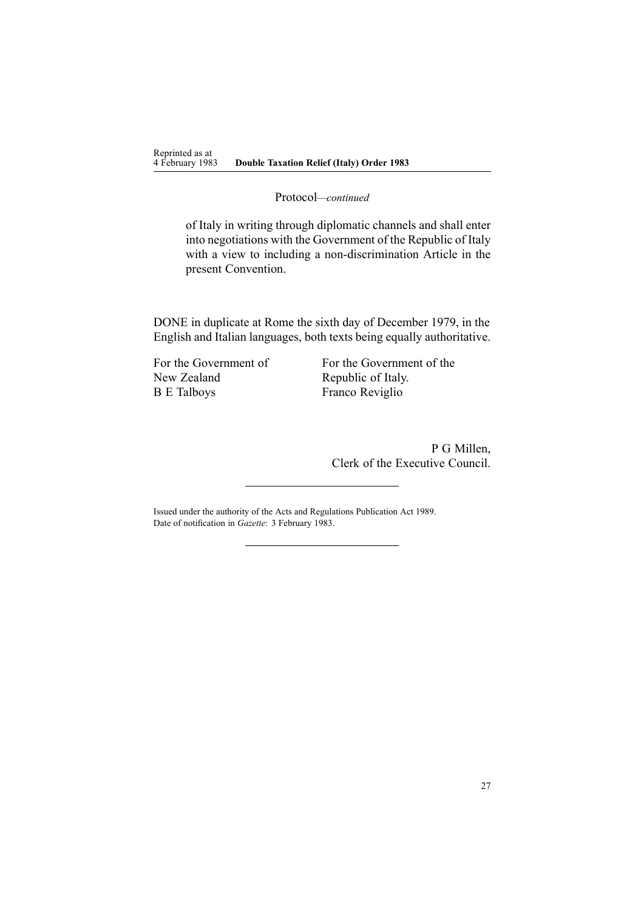Protocol—*continued*

of Italy in writing through diplomatic channels and shall enter into negotiations with the Government of the Republic of Italy with a view to including a non-discrimination Article in the present Convention.

DONE in duplicate at Rome the sixth day of December 1979, in the English and Italian languages, both texts being equally authoritative.

| For the Government of New Zealand | For the Government of the Republic of Italy. |
|---|---|
| B E Talboys | Franco Reviglio |

P G Millen,
Clerk of the Executive Council.

---

Issued under the authority of the Acts and Regulations Publication Act 1989.
Date of notification in *Gazette*: 3 February 1983.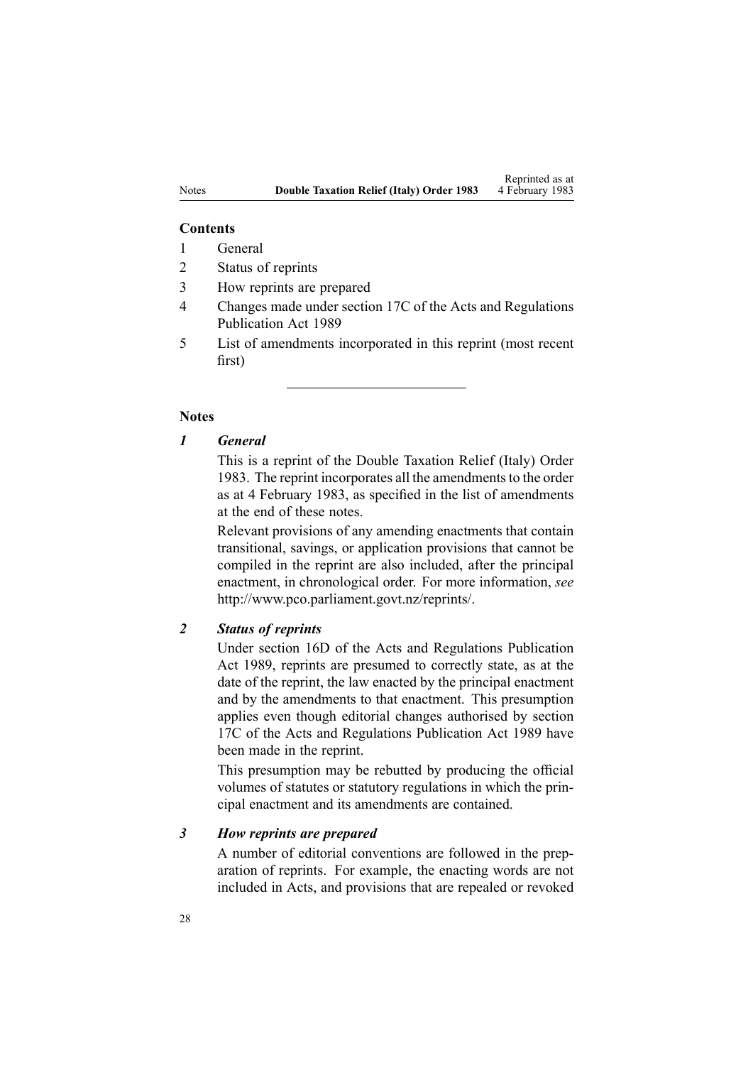**Contents**

1 General
2 Status of reprints
3 How reprints are prepared
4 Changes made under section 17C of the Acts and Regulations Publication Act 1989
5 List of amendments incorporated in this reprint (most recent first)

---

**Notes**

***1 General***

This is a reprint of the Double Taxation Relief (Italy) Order 1983. The reprint incorporates all the amendments to the order as at 4 February 1983, as specified in the list of amendments at the end of these notes.

Relevant provisions of any amending enactments that contain transitional, savings, or application provisions that cannot be compiled in the reprint are also included, after the principal enactment, in chronological order. For more information, *see* http://www.pco.parliament.govt.nz/reprints/.

***2 Status of reprints***

Under section 16D of the Acts and Regulations Publication Act 1989, reprints are presumed to correctly state, as at the date of the reprint, the law enacted by the principal enactment and by the amendments to that enactment. This presumption applies even though editorial changes authorised by section 17C of the Acts and Regulations Publication Act 1989 have been made in the reprint.

This presumption may be rebutted by producing the official volumes of statutes or statutory regulations in which the principal enactment and its amendments are contained.

***3 How reprints are prepared***

A number of editorial conventions are followed in the preparation of reprints. For example, the enacting words are not included in Acts, and provisions that are repealed or revoked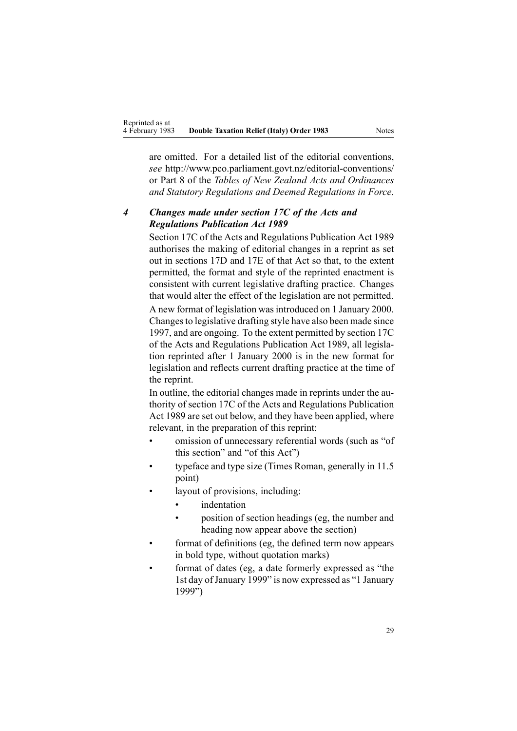are omitted. For a detailed list of the editorial conventions, *see* http://www.pco.parliament.govt.nz/editorial-conventions/ or Part 8 of the *Tables of New Zealand Acts and Ordinances and Statutory Regulations and Deemed Regulations in Force*.

### *4 Changes made under section 17C of the Acts and Regulations Publication Act 1989*

Section 17C of the Acts and Regulations Publication Act 1989 authorises the making of editorial changes in a reprint as set out in sections 17D and 17E of that Act so that, to the extent permitted, the format and style of the reprinted enactment is consistent with current legislative drafting practice. Changes that would alter the effect of the legislation are not permitted.

A new format of legislation was introduced on 1 January 2000. Changes to legislative drafting style have also been made since 1997, and are ongoing. To the extent permitted by section 17C of the Acts and Regulations Publication Act 1989, all legislation reprinted after 1 January 2000 is in the new format for legislation and reflects current drafting practice at the time of the reprint.

In outline, the editorial changes made in reprints under the authority of section 17C of the Acts and Regulations Publication Act 1989 are set out below, and they have been applied, where relevant, in the preparation of this reprint:

- omission of unnecessary referential words (such as "of this section" and "of this Act")
- typeface and type size (Times Roman, generally in 11.5 point)
- layout of provisions, including:
  - indentation
  - position of section headings (eg, the number and heading now appear above the section)
- format of definitions (eg, the defined term now appears in bold type, without quotation marks)
- format of dates (eg, a date formerly expressed as "the 1st day of January 1999" is now expressed as "1 January 1999")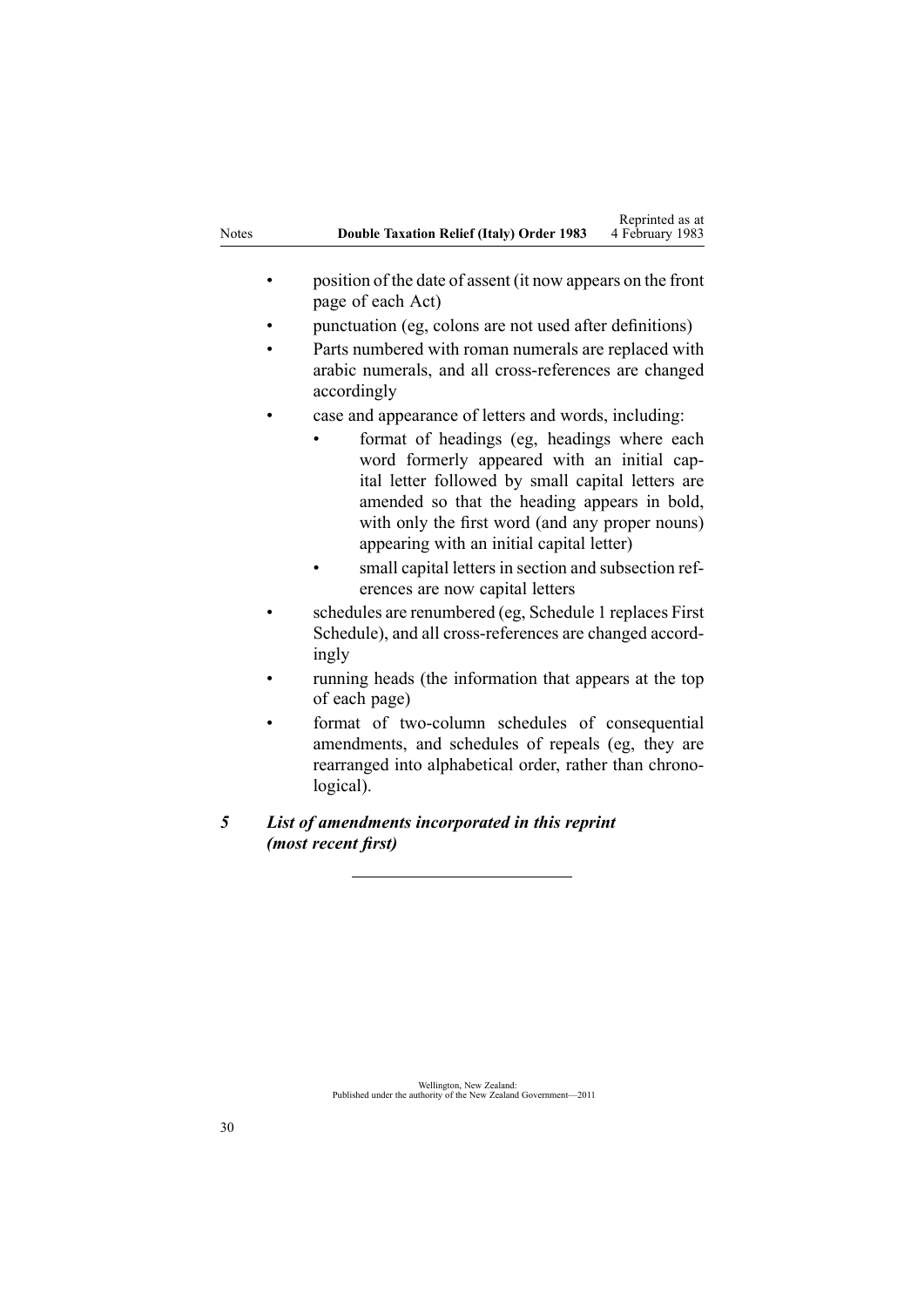- position of the date of assent (it now appears on the front page of each Act)
- punctuation (eg, colons are not used after definitions)
- Parts numbered with roman numerals are replaced with arabic numerals, and all cross-references are changed accordingly
- case and appearance of letters and words, including:
  - format of headings (eg, headings where each word formerly appeared with an initial capital letter followed by small capital letters are amended so that the heading appears in bold, with only the first word (and any proper nouns) appearing with an initial capital letter)
  - small capital letters in section and subsection references are now capital letters
- schedules are renumbered (eg, Schedule 1 replaces First Schedule), and all cross-references are changed accordingly
- running heads (the information that appears at the top of each page)
- format of two-column schedules of consequential amendments, and schedules of repeals (eg, they are rearranged into alphabetical order, rather than chronological).

### *5 List of amendments incorporated in this reprint (most recent first)*

---

Wellington, New Zealand:
Published under the authority of the New Zealand Government—2011